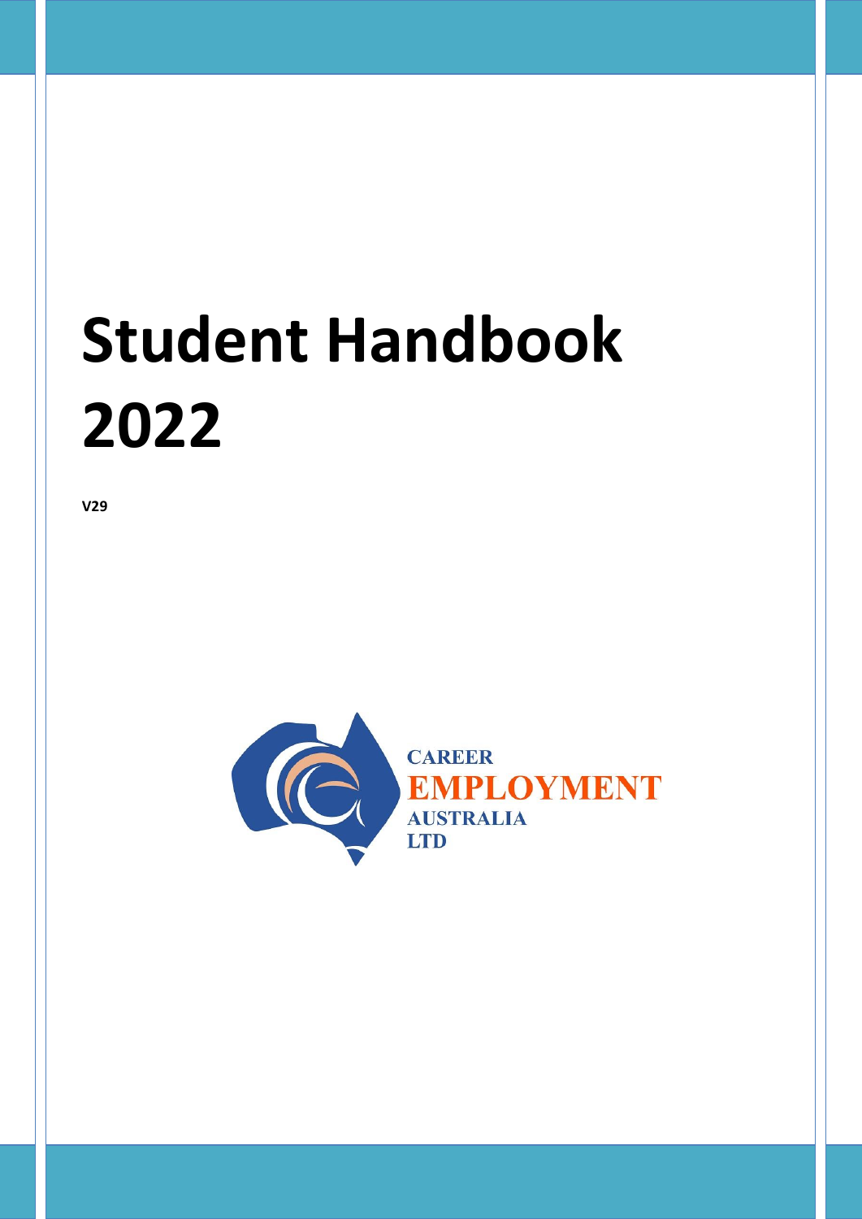# Student Handbook 2022

**V29**

CAREER
EMPLOYMENT
AUSTRALIA
LTD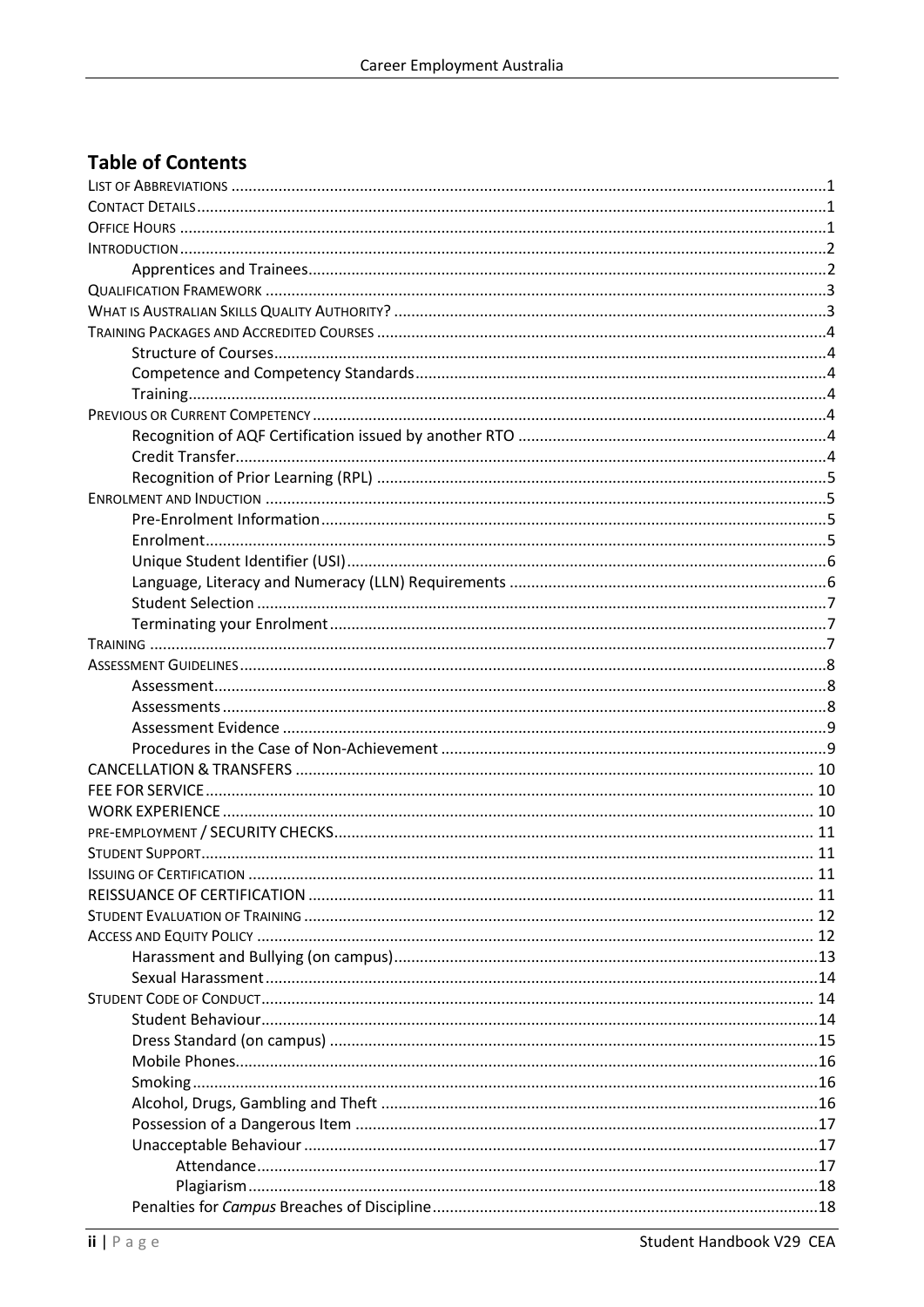## Table of Contents

- LIST OF ABBREVIATIONS ........ 1
- CONTACT DETAILS ........ 1
- OFFICE HOURS ........ 1
- INTRODUCTION ........ 2
  - Apprentices and Trainees ........ 2
- QUALIFICATION FRAMEWORK ........ 3
- WHAT IS AUSTRALIAN SKILLS QUALITY AUTHORITY? ........ 3
- TRAINING PACKAGES AND ACCREDITED COURSES ........ 4
  - Structure of Courses ........ 4
  - Competence and Competency Standards ........ 4
  - Training ........ 4
- PREVIOUS OR CURRENT COMPETENCY ........ 4
  - Recognition of AQF Certification issued by another RTO ........ 4
  - Credit Transfer ........ 4
  - Recognition of Prior Learning (RPL) ........ 5
- ENROLMENT AND INDUCTION ........ 5
  - Pre-Enrolment Information ........ 5
  - Enrolment ........ 5
  - Unique Student Identifier (USI) ........ 6
  - Language, Literacy and Numeracy (LLN) Requirements ........ 6
  - Student Selection ........ 7
  - Terminating your Enrolment ........ 7
- TRAINING ........ 7
- ASSESSMENT GUIDELINES ........ 8
  - Assessment ........ 8
  - Assessments ........ 8
  - Assessment Evidence ........ 9
  - Procedures in the Case of Non-Achievement ........ 9
- CANCELLATION & TRANSFERS ........ 10
- FEE FOR SERVICE ........ 10
- WORK EXPERIENCE ........ 10
- PRE-EMPLOYMENT / SECURITY CHECKS ........ 11
- STUDENT SUPPORT ........ 11
- ISSUING OF CERTIFICATION ........ 11
- REISSUANCE OF CERTIFICATION ........ 11
- STUDENT EVALUATION OF TRAINING ........ 12
- ACCESS AND EQUITY POLICY ........ 12
  - Harassment and Bullying (on campus) ........ 13
  - Sexual Harassment ........ 14
- STUDENT CODE OF CONDUCT ........ 14
  - Student Behaviour ........ 14
  - Dress Standard (on campus) ........ 15
  - Mobile Phones ........ 16
  - Smoking ........ 16
  - Alcohol, Drugs, Gambling and Theft ........ 16
  - Possession of a Dangerous Item ........ 17
  - Unacceptable Behaviour ........ 17
    - Attendance ........ 17
    - Plagiarism ........ 18
  - Penalties for *Campus* Breaches of Discipline ........ 18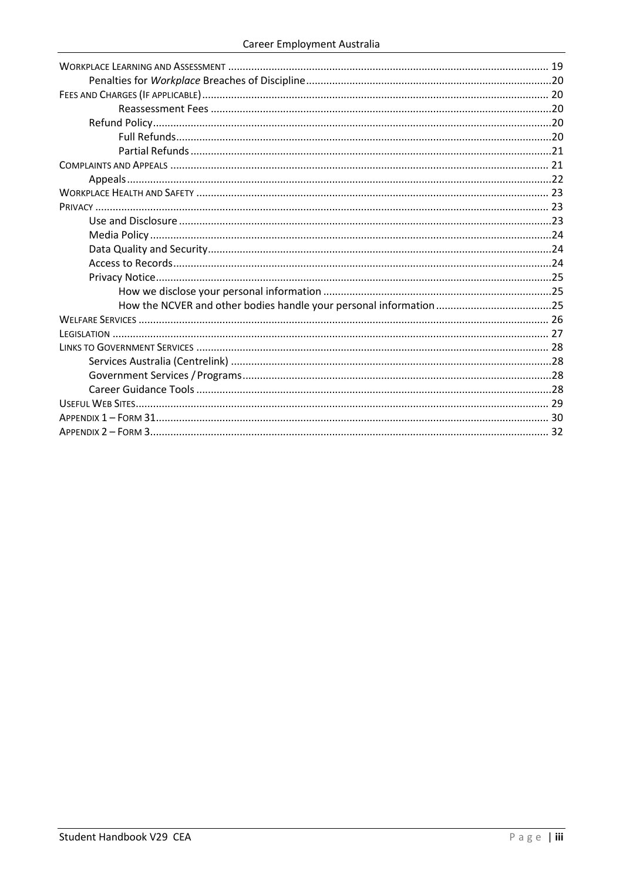Workplace Learning and Assessment ....... 19
  Penalties for *Workplace* Breaches of Discipline ....... 20
Fees and Charges (If applicable) ....... 20
    Reassessment Fees ....... 20
  Refund Policy ....... 20
    Full Refunds ....... 20
    Partial Refunds ....... 21
Complaints and Appeals ....... 21
  Appeals ....... 22
Workplace Health and Safety ....... 23
Privacy ....... 23
  Use and Disclosure ....... 23
  Media Policy ....... 24
  Data Quality and Security ....... 24
  Access to Records ....... 24
  Privacy Notice ....... 25
    How we disclose your personal information ....... 25
    How the NCVER and other bodies handle your personal information ....... 25
Welfare Services ....... 26
Legislation ....... 27
Links to Government Services ....... 28
  Services Australia (Centrelink) ....... 28
  Government Services / Programs ....... 28
  Career Guidance Tools ....... 28
Useful Web Sites ....... 29
Appendix 1 – Form 31 ....... 30
Appendix 2 – Form 3 ....... 32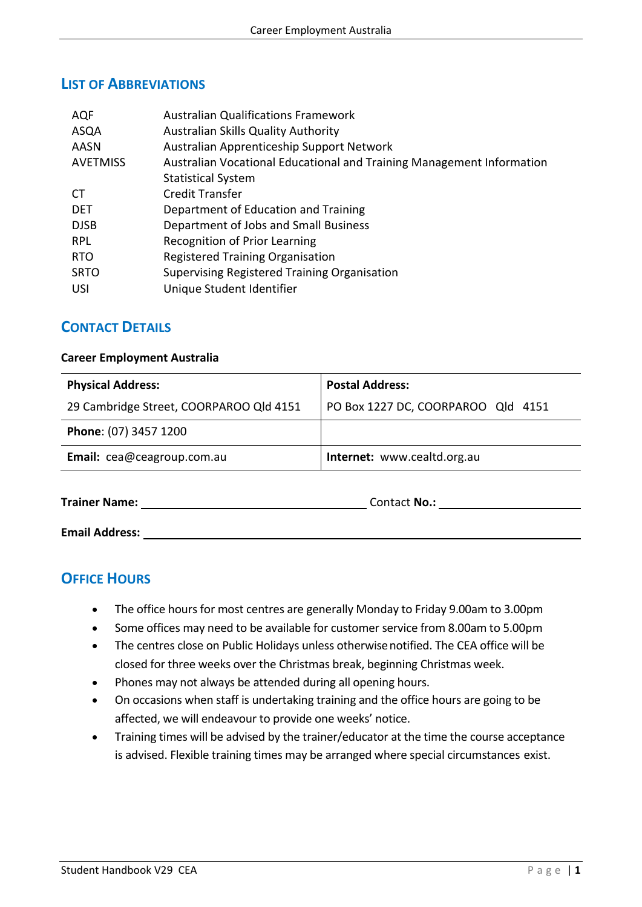## List of Abbreviations

| | |
|---|---|
| AQF | Australian Qualifications Framework |
| ASQA | Australian Skills Quality Authority |
| AASN | Australian Apprenticeship Support Network |
| AVETMISS | Australian Vocational Educational and Training Management Information Statistical System |
| CT | Credit Transfer |
| DET | Department of Education and Training |
| DJSB | Department of Jobs and Small Business |
| RPL | Recognition of Prior Learning |
| RTO | Registered Training Organisation |
| SRTO | Supervising Registered Training Organisation |
| USI | Unique Student Identifier |

## Contact Details

**Career Employment Australia**

| **Physical Address:** | **Postal Address:** |
|---|---|
| 29 Cambridge Street, COORPAROO Qld 4151 | PO Box 1227 DC, COORPAROO Qld 4151 |
| **Phone**: (07) 3457 1200 | |
| **Email:** cea@ceagroup.com.au | **Internet:** www.cealtd.org.au |

**Trainer Name:** ______________________ Contact **No.:** ______________________

**Email Address:** ______________________________________________

## Office Hours

- The office hours for most centres are generally Monday to Friday 9.00am to 3.00pm
- Some offices may need to be available for customer service from 8.00am to 5.00pm
- The centres close on Public Holidays unless otherwise notified. The CEA office will be closed for three weeks over the Christmas break, beginning Christmas week.
- Phones may not always be attended during all opening hours.
- On occasions when staff is undertaking training and the office hours are going to be affected, we will endeavour to provide one weeks' notice.
- Training times will be advised by the trainer/educator at the time the course acceptance is advised. Flexible training times may be arranged where special circumstances exist.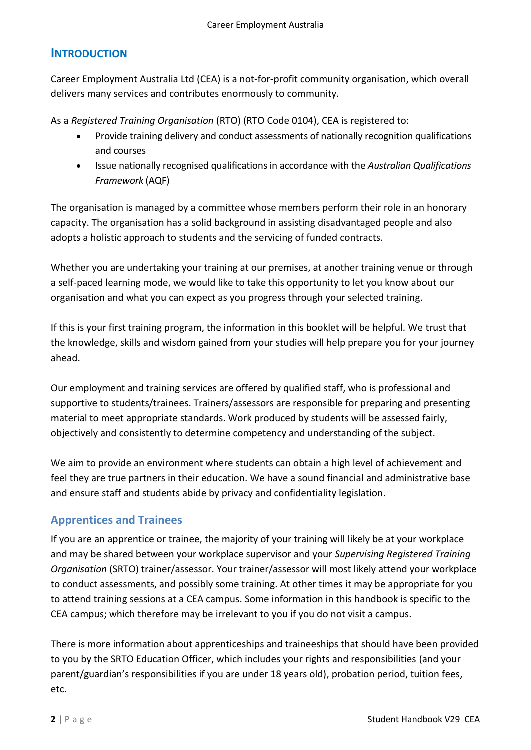## Introduction

Career Employment Australia Ltd (CEA) is a not-for-profit community organisation, which overall delivers many services and contributes enormously to community.

As a *Registered Training Organisation* (RTO) (RTO Code 0104), CEA is registered to:

- Provide training delivery and conduct assessments of nationally recognition qualifications and courses
- Issue nationally recognised qualifications in accordance with the *Australian Qualifications Framework* (AQF)

The organisation is managed by a committee whose members perform their role in an honorary capacity. The organisation has a solid background in assisting disadvantaged people and also adopts a holistic approach to students and the servicing of funded contracts.

Whether you are undertaking your training at our premises, at another training venue or through a self-paced learning mode, we would like to take this opportunity to let you know about our organisation and what you can expect as you progress through your selected training.

If this is your first training program, the information in this booklet will be helpful. We trust that the knowledge, skills and wisdom gained from your studies will help prepare you for your journey ahead.

Our employment and training services are offered by qualified staff, who is professional and supportive to students/trainees. Trainers/assessors are responsible for preparing and presenting material to meet appropriate standards. Work produced by students will be assessed fairly, objectively and consistently to determine competency and understanding of the subject.

We aim to provide an environment where students can obtain a high level of achievement and feel they are true partners in their education. We have a sound financial and administrative base and ensure staff and students abide by privacy and confidentiality legislation.

### Apprentices and Trainees

If you are an apprentice or trainee, the majority of your training will likely be at your workplace and may be shared between your workplace supervisor and your *Supervising Registered Training Organisation* (SRTO) trainer/assessor. Your trainer/assessor will most likely attend your workplace to conduct assessments, and possibly some training. At other times it may be appropriate for you to attend training sessions at a CEA campus. Some information in this handbook is specific to the CEA campus; which therefore may be irrelevant to you if you do not visit a campus.

There is more information about apprenticeships and traineeships that should have been provided to you by the SRTO Education Officer, which includes your rights and responsibilities (and your parent/guardian's responsibilities if you are under 18 years old), probation period, tuition fees, etc.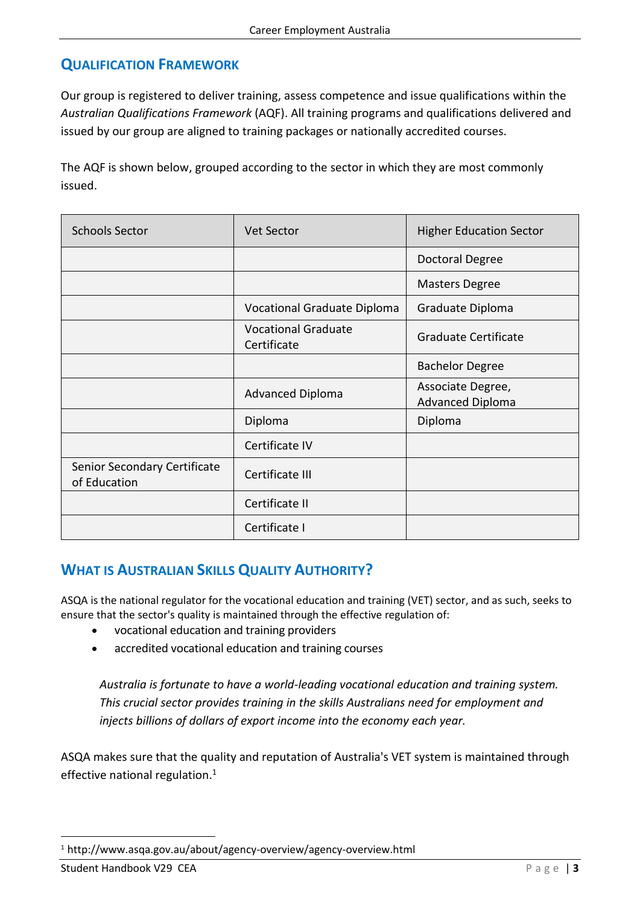## Qualification Framework

Our group is registered to deliver training, assess competence and issue qualifications within the *Australian Qualifications Framework* (AQF). All training programs and qualifications delivered and issued by our group are aligned to training packages or nationally accredited courses.

The AQF is shown below, grouped according to the sector in which they are most commonly issued.

| Schools Sector | Vet Sector | Higher Education Sector |
|---|---|---|
| | | Doctoral Degree |
| | | Masters Degree |
| | Vocational Graduate Diploma | Graduate Diploma |
| | Vocational Graduate Certificate | Graduate Certificate |
| | | Bachelor Degree |
| | Advanced Diploma | Associate Degree, Advanced Diploma |
| | Diploma | Diploma |
| | Certificate IV | |
| Senior Secondary Certificate of Education | Certificate III | |
| | Certificate II | |
| | Certificate I | |

## What is Australian Skills Quality Authority?

ASQA is the national regulator for the vocational education and training (VET) sector, and as such, seeks to ensure that the sector's quality is maintained through the effective regulation of:

- vocational education and training providers
- accredited vocational education and training courses

> *Australia is fortunate to have a world-leading vocational education and training system. This crucial sector provides training in the skills Australians need for employment and injects billions of dollars of export income into the economy each year.*

ASQA makes sure that the quality and reputation of Australia's VET system is maintained through effective national regulation.[1]

[1] http://www.asqa.gov.au/about/agency-overview/agency-overview.html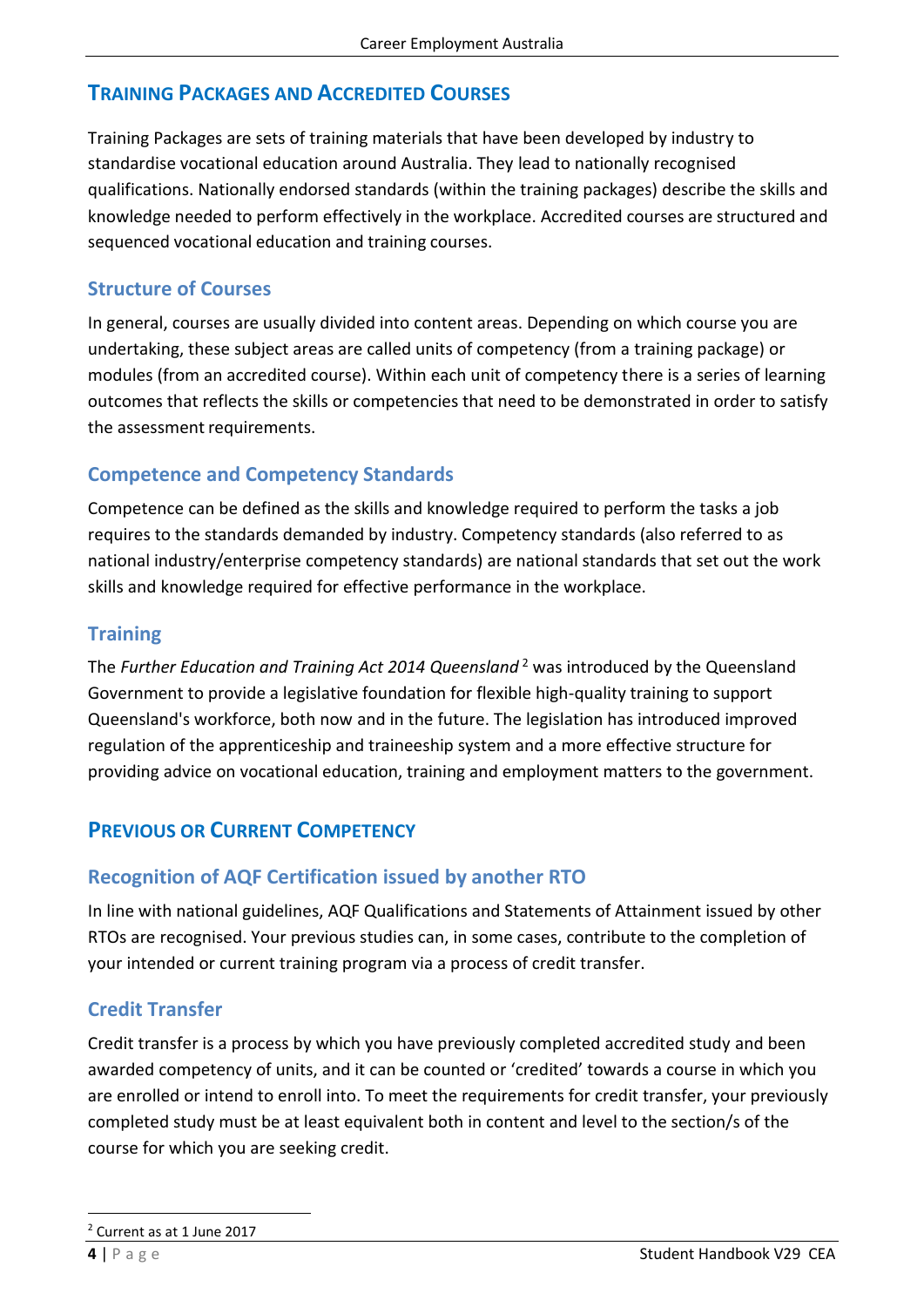## TRAINING PACKAGES AND ACCREDITED COURSES

Training Packages are sets of training materials that have been developed by industry to standardise vocational education around Australia. They lead to nationally recognised qualifications. Nationally endorsed standards (within the training packages) describe the skills and knowledge needed to perform effectively in the workplace. Accredited courses are structured and sequenced vocational education and training courses.

### Structure of Courses

In general, courses are usually divided into content areas. Depending on which course you are undertaking, these subject areas are called units of competency (from a training package) or modules (from an accredited course). Within each unit of competency there is a series of learning outcomes that reflects the skills or competencies that need to be demonstrated in order to satisfy the assessment requirements.

### Competence and Competency Standards

Competence can be defined as the skills and knowledge required to perform the tasks a job requires to the standards demanded by industry. Competency standards (also referred to as national industry/enterprise competency standards) are national standards that set out the work skills and knowledge required for effective performance in the workplace.

### Training

The *Further Education and Training Act 2014 Queensland* [2] was introduced by the Queensland Government to provide a legislative foundation for flexible high-quality training to support Queensland's workforce, both now and in the future. The legislation has introduced improved regulation of the apprenticeship and traineeship system and a more effective structure for providing advice on vocational education, training and employment matters to the government.

## PREVIOUS OR CURRENT COMPETENCY

### Recognition of AQF Certification issued by another RTO

In line with national guidelines, AQF Qualifications and Statements of Attainment issued by other RTOs are recognised. Your previous studies can, in some cases, contribute to the completion of your intended or current training program via a process of credit transfer.

### Credit Transfer

Credit transfer is a process by which you have previously completed accredited study and been awarded competency of units, and it can be counted or 'credited' towards a course in which you are enrolled or intend to enroll into. To meet the requirements for credit transfer, your previously completed study must be at least equivalent both in content and level to the section/s of the course for which you are seeking credit.

[2] Current as at 1 June 2017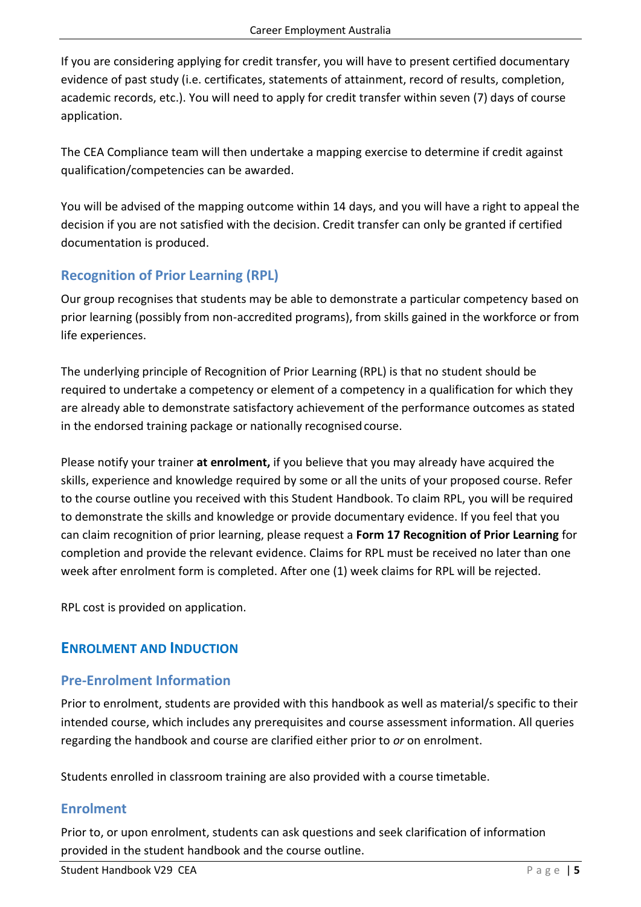If you are considering applying for credit transfer, you will have to present certified documentary evidence of past study (i.e. certificates, statements of attainment, record of results, completion, academic records, etc.). You will need to apply for credit transfer within seven (7) days of course application.

The CEA Compliance team will then undertake a mapping exercise to determine if credit against qualification/competencies can be awarded.

You will be advised of the mapping outcome within 14 days, and you will have a right to appeal the decision if you are not satisfied with the decision. Credit transfer can only be granted if certified documentation is produced.

### Recognition of Prior Learning (RPL)

Our group recognises that students may be able to demonstrate a particular competency based on prior learning (possibly from non-accredited programs), from skills gained in the workforce or from life experiences.

The underlying principle of Recognition of Prior Learning (RPL) is that no student should be required to undertake a competency or element of a competency in a qualification for which they are already able to demonstrate satisfactory achievement of the performance outcomes as stated in the endorsed training package or nationally recognised course.

Please notify your trainer **at enrolment,** if you believe that you may already have acquired the skills, experience and knowledge required by some or all the units of your proposed course. Refer to the course outline you received with this Student Handbook. To claim RPL, you will be required to demonstrate the skills and knowledge or provide documentary evidence. If you feel that you can claim recognition of prior learning, please request a **Form 17 Recognition of Prior Learning** for completion and provide the relevant evidence. Claims for RPL must be received no later than one week after enrolment form is completed. After one (1) week claims for RPL will be rejected.

RPL cost is provided on application.

## Enrolment and Induction

### Pre-Enrolment Information

Prior to enrolment, students are provided with this handbook as well as material/s specific to their intended course, which includes any prerequisites and course assessment information. All queries regarding the handbook and course are clarified either prior to *or* on enrolment.

Students enrolled in classroom training are also provided with a course timetable.

### Enrolment

Prior to, or upon enrolment, students can ask questions and seek clarification of information provided in the student handbook and the course outline.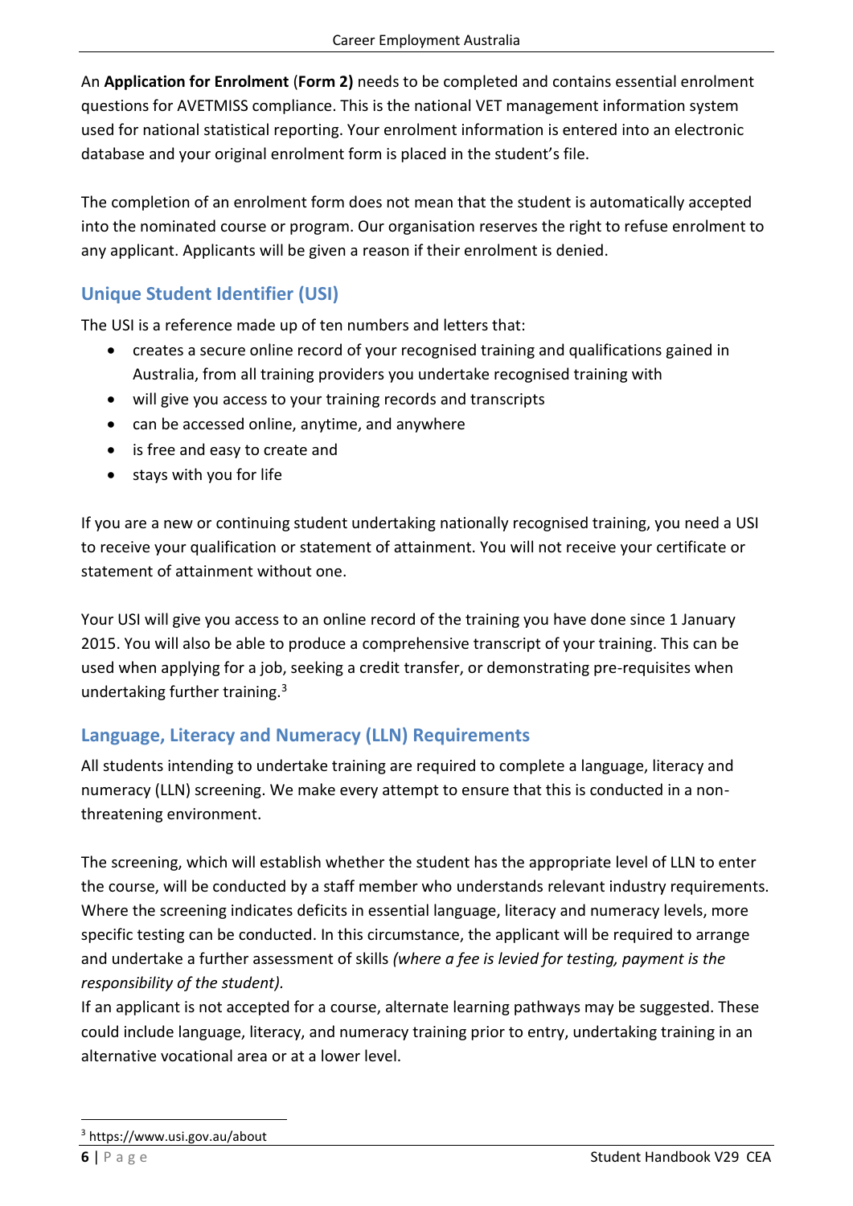An **Application for Enrolment** (**Form 2)** needs to be completed and contains essential enrolment questions for AVETMISS compliance. This is the national VET management information system used for national statistical reporting. Your enrolment information is entered into an electronic database and your original enrolment form is placed in the student's file.

The completion of an enrolment form does not mean that the student is automatically accepted into the nominated course or program. Our organisation reserves the right to refuse enrolment to any applicant. Applicants will be given a reason if their enrolment is denied.

## Unique Student Identifier (USI)

The USI is a reference made up of ten numbers and letters that:

- creates a secure online record of your recognised training and qualifications gained in Australia, from all training providers you undertake recognised training with
- will give you access to your training records and transcripts
- can be accessed online, anytime, and anywhere
- is free and easy to create and
- stays with you for life

If you are a new or continuing student undertaking nationally recognised training, you need a USI to receive your qualification or statement of attainment. You will not receive your certificate or statement of attainment without one.

Your USI will give you access to an online record of the training you have done since 1 January 2015. You will also be able to produce a comprehensive transcript of your training. This can be used when applying for a job, seeking a credit transfer, or demonstrating pre-requisites when undertaking further training.[3]

## Language, Literacy and Numeracy (LLN) Requirements

All students intending to undertake training are required to complete a language, literacy and numeracy (LLN) screening. We make every attempt to ensure that this is conducted in a non-threatening environment.

The screening, which will establish whether the student has the appropriate level of LLN to enter the course, will be conducted by a staff member who understands relevant industry requirements. Where the screening indicates deficits in essential language, literacy and numeracy levels, more specific testing can be conducted. In this circumstance, the applicant will be required to arrange and undertake a further assessment of skills *(where a fee is levied for testing, payment is the responsibility of the student).*

If an applicant is not accepted for a course, alternate learning pathways may be suggested. These could include language, literacy, and numeracy training prior to entry, undertaking training in an alternative vocational area or at a lower level.

[3] https://www.usi.gov.au/about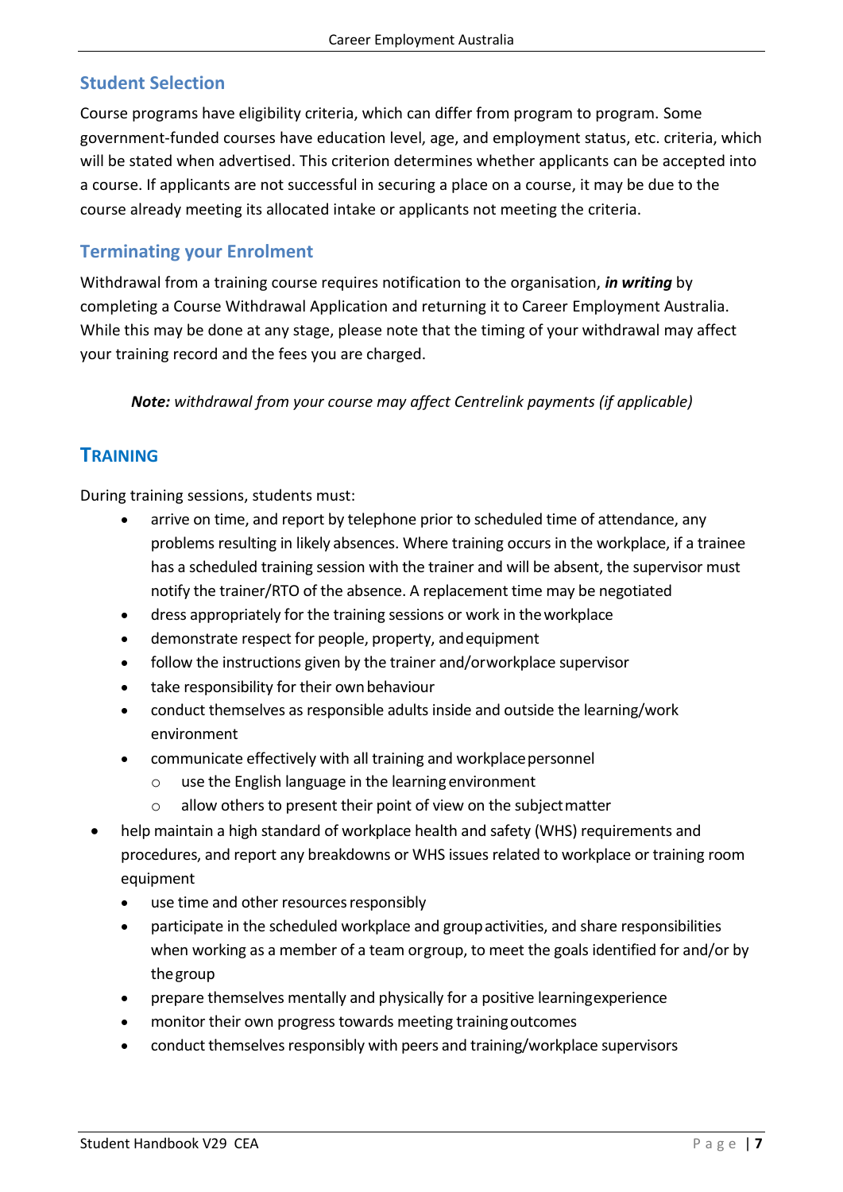## Student Selection

Course programs have eligibility criteria, which can differ from program to program. Some government-funded courses have education level, age, and employment status, etc. criteria, which will be stated when advertised. This criterion determines whether applicants can be accepted into a course. If applicants are not successful in securing a place on a course, it may be due to the course already meeting its allocated intake or applicants not meeting the criteria.

## Terminating your Enrolment

Withdrawal from a training course requires notification to the organisation, ***in writing*** by completing a Course Withdrawal Application and returning it to Career Employment Australia. While this may be done at any stage, please note that the timing of your withdrawal may affect your training record and the fees you are charged.

> ***Note:*** *withdrawal from your course may affect Centrelink payments (if applicable)*

# TRAINING

During training sessions, students must:

- arrive on time, and report by telephone prior to scheduled time of attendance, any problems resulting in likely absences. Where training occurs in the workplace, if a trainee has a scheduled training session with the trainer and will be absent, the supervisor must notify the trainer/RTO of the absence. A replacement time may be negotiated
- dress appropriately for the training sessions or work in the workplace
- demonstrate respect for people, property, and equipment
- follow the instructions given by the trainer and/or workplace supervisor
- take responsibility for their own behaviour
- conduct themselves as responsible adults inside and outside the learning/work environment
- communicate effectively with all training and workplace personnel
  - use the English language in the learning environment
  - allow others to present their point of view on the subject matter
- help maintain a high standard of workplace health and safety (WHS) requirements and procedures, and report any breakdowns or WHS issues related to workplace or training room equipment
- use time and other resources responsibly
- participate in the scheduled workplace and group activities, and share responsibilities when working as a member of a team or group, to meet the goals identified for and/or by the group
- prepare themselves mentally and physically for a positive learning experience
- monitor their own progress towards meeting training outcomes
- conduct themselves responsibly with peers and training/workplace supervisors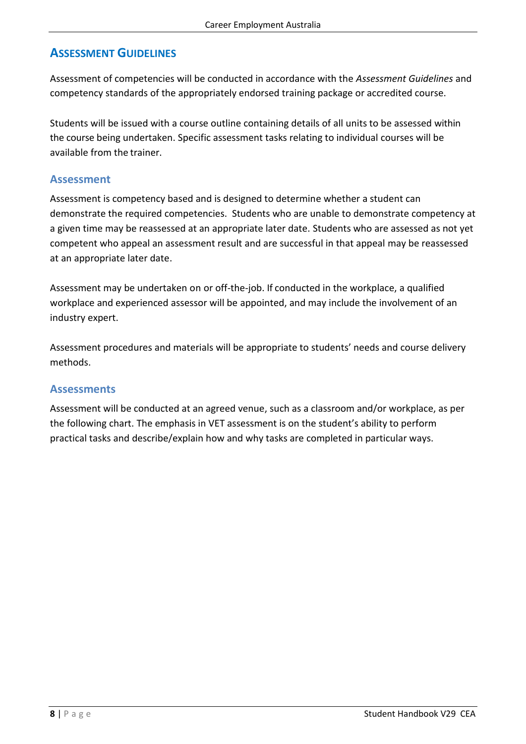## Assessment Guidelines

Assessment of competencies will be conducted in accordance with the *Assessment Guidelines* and competency standards of the appropriately endorsed training package or accredited course.

Students will be issued with a course outline containing details of all units to be assessed within the course being undertaken. Specific assessment tasks relating to individual courses will be available from the trainer.

### Assessment

Assessment is competency based and is designed to determine whether a student can demonstrate the required competencies. Students who are unable to demonstrate competency at a given time may be reassessed at an appropriate later date. Students who are assessed as not yet competent who appeal an assessment result and are successful in that appeal may be reassessed at an appropriate later date.

Assessment may be undertaken on or off-the-job. If conducted in the workplace, a qualified workplace and experienced assessor will be appointed, and may include the involvement of an industry expert.

Assessment procedures and materials will be appropriate to students' needs and course delivery methods.

### Assessments

Assessment will be conducted at an agreed venue, such as a classroom and/or workplace, as per the following chart. The emphasis in VET assessment is on the student's ability to perform practical tasks and describe/explain how and why tasks are completed in particular ways.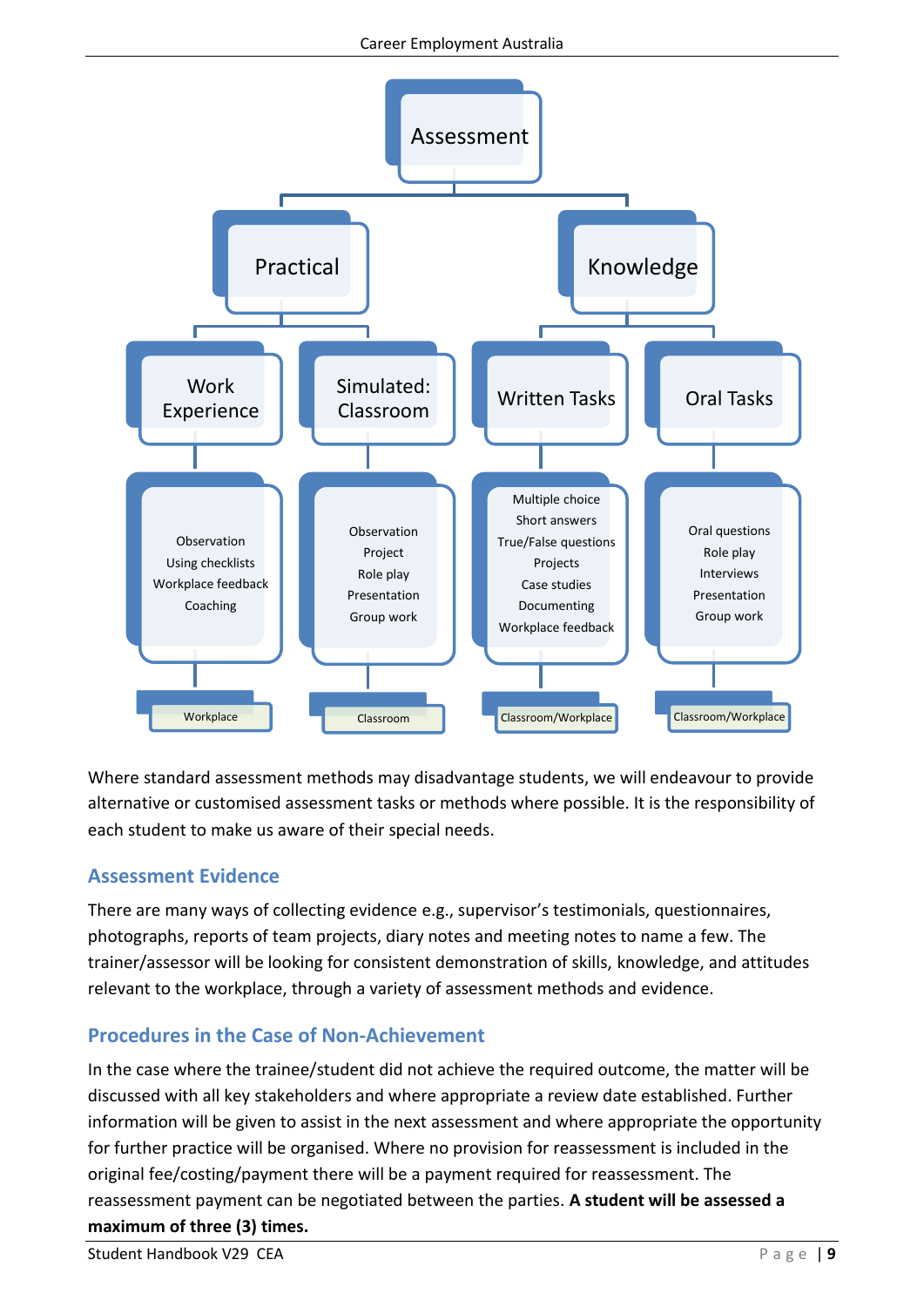**Assessment**

- **Practical**
  - **Work Experience**
    - Observation
    - Using checklists
    - Workplace feedback
    - Coaching
    - *Workplace*
  - **Simulated: Classroom**
    - Observation
    - Project
    - Role play
    - Presentation
    - Group work
    - *Classroom*
- **Knowledge**
  - **Written Tasks**
    - Multiple choice
    - Short answers
    - True/False questions
    - Projects
    - Case studies
    - Documenting
    - Workplace feedback
    - *Classroom/Workplace*
  - **Oral Tasks**
    - Oral questions
    - Role play
    - Interviews
    - Presentation
    - Group work
    - *Classroom/Workplace*

Where standard assessment methods may disadvantage students, we will endeavour to provide alternative or customised assessment tasks or methods where possible. It is the responsibility of each student to make us aware of their special needs.

## Assessment Evidence

There are many ways of collecting evidence e.g., supervisor's testimonials, questionnaires, photographs, reports of team projects, diary notes and meeting notes to name a few. The trainer/assessor will be looking for consistent demonstration of skills, knowledge, and attitudes relevant to the workplace, through a variety of assessment methods and evidence.

## Procedures in the Case of Non-Achievement

In the case where the trainee/student did not achieve the required outcome, the matter will be discussed with all key stakeholders and where appropriate a review date established. Further information will be given to assist in the next assessment and where appropriate the opportunity for further practice will be organised. Where no provision for reassessment is included in the original fee/costing/payment there will be a payment required for reassessment. The reassessment payment can be negotiated between the parties. **A student will be assessed a maximum of three (3) times.**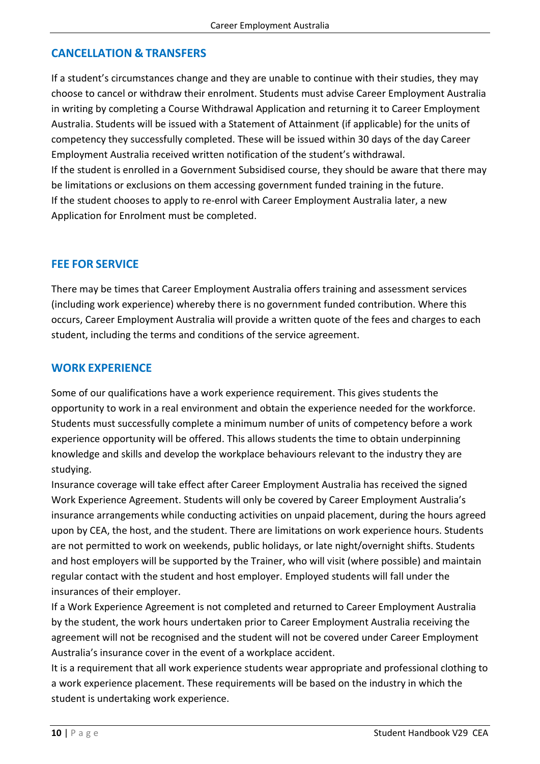## CANCELLATION & TRANSFERS

If a student's circumstances change and they are unable to continue with their studies, they may choose to cancel or withdraw their enrolment. Students must advise Career Employment Australia in writing by completing a Course Withdrawal Application and returning it to Career Employment Australia. Students will be issued with a Statement of Attainment (if applicable) for the units of competency they successfully completed. These will be issued within 30 days of the day Career Employment Australia received written notification of the student's withdrawal.

If the student is enrolled in a Government Subsidised course, they should be aware that there may be limitations or exclusions on them accessing government funded training in the future.

If the student chooses to apply to re-enrol with Career Employment Australia later, a new Application for Enrolment must be completed.

## FEE FOR SERVICE

There may be times that Career Employment Australia offers training and assessment services (including work experience) whereby there is no government funded contribution. Where this occurs, Career Employment Australia will provide a written quote of the fees and charges to each student, including the terms and conditions of the service agreement.

## WORK EXPERIENCE

Some of our qualifications have a work experience requirement. This gives students the opportunity to work in a real environment and obtain the experience needed for the workforce. Students must successfully complete a minimum number of units of competency before a work experience opportunity will be offered. This allows students the time to obtain underpinning knowledge and skills and develop the workplace behaviours relevant to the industry they are studying.

Insurance coverage will take effect after Career Employment Australia has received the signed Work Experience Agreement. Students will only be covered by Career Employment Australia's insurance arrangements while conducting activities on unpaid placement, during the hours agreed upon by CEA, the host, and the student. There are limitations on work experience hours. Students are not permitted to work on weekends, public holidays, or late night/overnight shifts. Students and host employers will be supported by the Trainer, who will visit (where possible) and maintain regular contact with the student and host employer. Employed students will fall under the insurances of their employer.

If a Work Experience Agreement is not completed and returned to Career Employment Australia by the student, the work hours undertaken prior to Career Employment Australia receiving the agreement will not be recognised and the student will not be covered under Career Employment Australia's insurance cover in the event of a workplace accident.

It is a requirement that all work experience students wear appropriate and professional clothing to a work experience placement. These requirements will be based on the industry in which the student is undertaking work experience.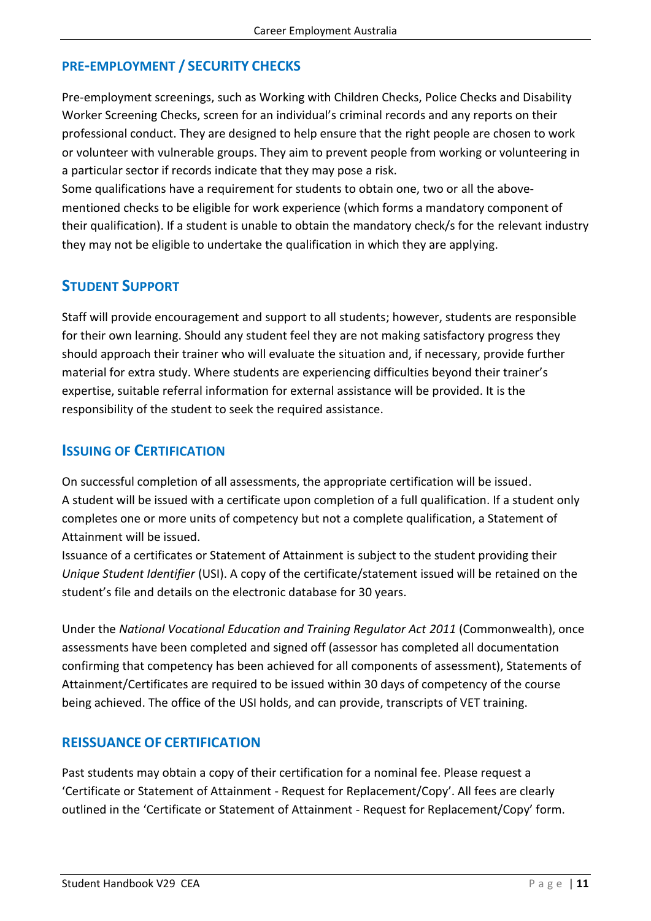## PRE-EMPLOYMENT / SECURITY CHECKS

Pre-employment screenings, such as Working with Children Checks, Police Checks and Disability Worker Screening Checks, screen for an individual's criminal records and any reports on their professional conduct. They are designed to help ensure that the right people are chosen to work or volunteer with vulnerable groups. They aim to prevent people from working or volunteering in a particular sector if records indicate that they may pose a risk.

Some qualifications have a requirement for students to obtain one, two or all the above-mentioned checks to be eligible for work experience (which forms a mandatory component of their qualification). If a student is unable to obtain the mandatory check/s for the relevant industry they may not be eligible to undertake the qualification in which they are applying.

## STUDENT SUPPORT

Staff will provide encouragement and support to all students; however, students are responsible for their own learning. Should any student feel they are not making satisfactory progress they should approach their trainer who will evaluate the situation and, if necessary, provide further material for extra study. Where students are experiencing difficulties beyond their trainer's expertise, suitable referral information for external assistance will be provided. It is the responsibility of the student to seek the required assistance.

## ISSUING OF CERTIFICATION

On successful completion of all assessments, the appropriate certification will be issued.
A student will be issued with a certificate upon completion of a full qualification. If a student only completes one or more units of competency but not a complete qualification, a Statement of Attainment will be issued.

Issuance of a certificates or Statement of Attainment is subject to the student providing their *Unique Student Identifier* (USI). A copy of the certificate/statement issued will be retained on the student's file and details on the electronic database for 30 years.

Under the *National Vocational Education and Training Regulator Act 2011* (Commonwealth), once assessments have been completed and signed off (assessor has completed all documentation confirming that competency has been achieved for all components of assessment), Statements of Attainment/Certificates are required to be issued within 30 days of competency of the course being achieved. The office of the USI holds, and can provide, transcripts of VET training.

## REISSUANCE OF CERTIFICATION

Past students may obtain a copy of their certification for a nominal fee. Please request a 'Certificate or Statement of Attainment - Request for Replacement/Copy'. All fees are clearly outlined in the 'Certificate or Statement of Attainment - Request for Replacement/Copy' form.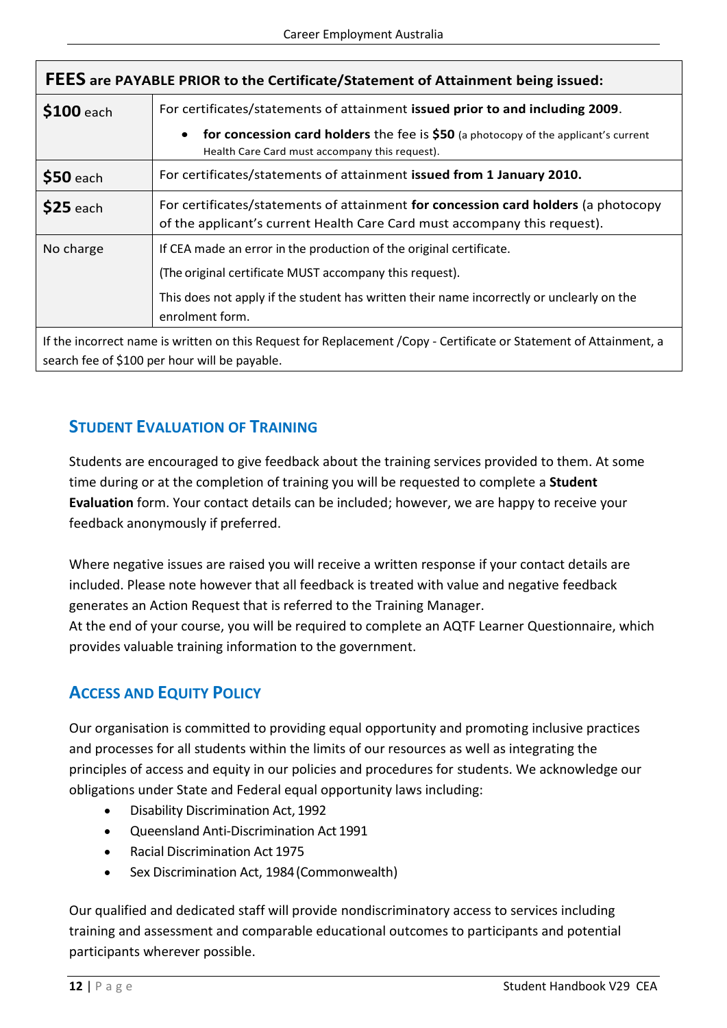| FEES are PAYABLE PRIOR to the Certificate/Statement of Attainment being issued: | |
|---|---|
| **$100** each | For certificates/statements of attainment **issued prior to and including 2009**.<br>• **for concession card holders** the fee is **$50** (a photocopy of the applicant's current Health Care Card must accompany this request). |
| **$50** each | For certificates/statements of attainment **issued from 1 January 2010.** |
| **$25** each | For certificates/statements of attainment **for concession card holders** (a photocopy of the applicant's current Health Care Card must accompany this request). |
| No charge | If CEA made an error in the production of the original certificate.<br>(The original certificate MUST accompany this request).<br>This does not apply if the student has written their name incorrectly or unclearly on the enrolment form. |
| If the incorrect name is written on this Request for Replacement /Copy - Certificate or Statement of Attainment, a search fee of $100 per hour will be payable. | |

## Student Evaluation of Training

Students are encouraged to give feedback about the training services provided to them. At some time during or at the completion of training you will be requested to complete a **Student Evaluation** form. Your contact details can be included; however, we are happy to receive your feedback anonymously if preferred.

Where negative issues are raised you will receive a written response if your contact details are included. Please note however that all feedback is treated with value and negative feedback generates an Action Request that is referred to the Training Manager.
At the end of your course, you will be required to complete an AQTF Learner Questionnaire, which provides valuable training information to the government.

## Access and Equity Policy

Our organisation is committed to providing equal opportunity and promoting inclusive practices and processes for all students within the limits of our resources as well as integrating the principles of access and equity in our policies and procedures for students. We acknowledge our obligations under State and Federal equal opportunity laws including:

- Disability Discrimination Act, 1992
- Queensland Anti-Discrimination Act 1991
- Racial Discrimination Act 1975
- Sex Discrimination Act, 1984 (Commonwealth)

Our qualified and dedicated staff will provide nondiscriminatory access to services including training and assessment and comparable educational outcomes to participants and potential participants wherever possible.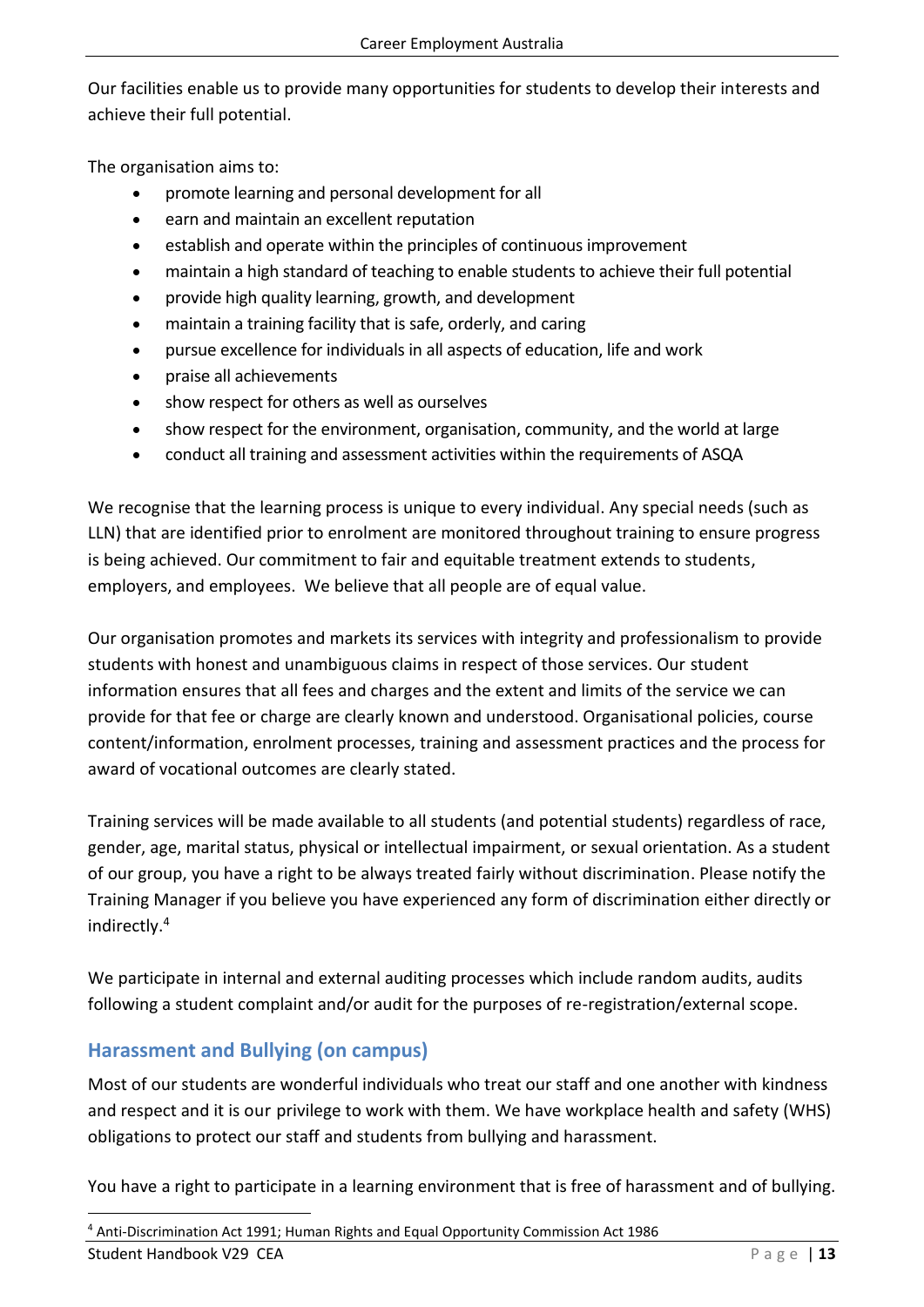Our facilities enable us to provide many opportunities for students to develop their interests and achieve their full potential.

The organisation aims to:

- promote learning and personal development for all
- earn and maintain an excellent reputation
- establish and operate within the principles of continuous improvement
- maintain a high standard of teaching to enable students to achieve their full potential
- provide high quality learning, growth, and development
- maintain a training facility that is safe, orderly, and caring
- pursue excellence for individuals in all aspects of education, life and work
- praise all achievements
- show respect for others as well as ourselves
- show respect for the environment, organisation, community, and the world at large
- conduct all training and assessment activities within the requirements of ASQA

We recognise that the learning process is unique to every individual. Any special needs (such as LLN) that are identified prior to enrolment are monitored throughout training to ensure progress is being achieved. Our commitment to fair and equitable treatment extends to students, employers, and employees. We believe that all people are of equal value.

Our organisation promotes and markets its services with integrity and professionalism to provide students with honest and unambiguous claims in respect of those services. Our student information ensures that all fees and charges and the extent and limits of the service we can provide for that fee or charge are clearly known and understood. Organisational policies, course content/information, enrolment processes, training and assessment practices and the process for award of vocational outcomes are clearly stated.

Training services will be made available to all students (and potential students) regardless of race, gender, age, marital status, physical or intellectual impairment, or sexual orientation. As a student of our group, you have a right to be always treated fairly without discrimination. Please notify the Training Manager if you believe you have experienced any form of discrimination either directly or indirectly.[4]

We participate in internal and external auditing processes which include random audits, audits following a student complaint and/or audit for the purposes of re-registration/external scope.

## Harassment and Bullying (on campus)

Most of our students are wonderful individuals who treat our staff and one another with kindness and respect and it is our privilege to work with them. We have workplace health and safety (WHS) obligations to protect our staff and students from bullying and harassment.

You have a right to participate in a learning environment that is free of harassment and of bullying.

[4] Anti-Discrimination Act 1991; Human Rights and Equal Opportunity Commission Act 1986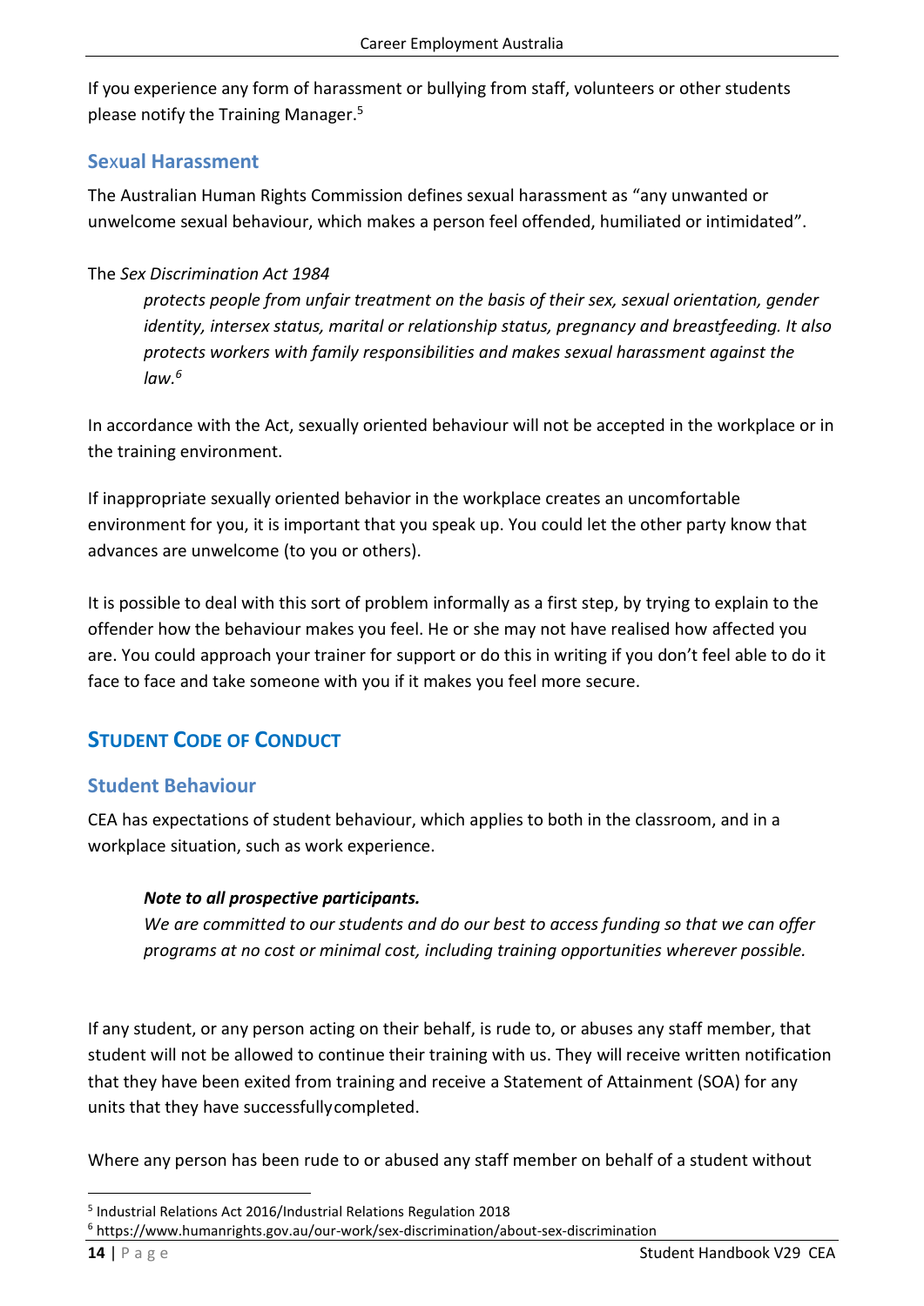If you experience any form of harassment or bullying from staff, volunteers or other students please notify the Training Manager.[5]

### Sexual Harassment

The Australian Human Rights Commission defines sexual harassment as "any unwanted or unwelcome sexual behaviour, which makes a person feel offended, humiliated or intimidated".

The *Sex Discrimination Act 1984*

> *protects people from unfair treatment on the basis of their sex, sexual orientation, gender identity, intersex status, marital or relationship status, pregnancy and breastfeeding. It also protects workers with family responsibilities and makes sexual harassment against the law.*[6]

In accordance with the Act, sexually oriented behaviour will not be accepted in the workplace or in the training environment.

If inappropriate sexually oriented behavior in the workplace creates an uncomfortable environment for you, it is important that you speak up. You could let the other party know that advances are unwelcome (to you or others).

It is possible to deal with this sort of problem informally as a first step, by trying to explain to the offender how the behaviour makes you feel. He or she may not have realised how affected you are. You could approach your trainer for support or do this in writing if you don't feel able to do it face to face and take someone with you if it makes you feel more secure.

## STUDENT CODE OF CONDUCT

### Student Behaviour

CEA has expectations of student behaviour, which applies to both in the classroom, and in a workplace situation, such as work experience.

> ***Note to all prospective participants.***
> *We are committed to our students and do our best to access funding so that we can offer programs at no cost or minimal cost, including training opportunities wherever possible.*

If any student, or any person acting on their behalf, is rude to, or abuses any staff member, that student will not be allowed to continue their training with us. They will receive written notification that they have been exited from training and receive a Statement of Attainment (SOA) for any units that they have successfully completed.

Where any person has been rude to or abused any staff member on behalf of a student without

---

[5] Industrial Relations Act 2016/Industrial Relations Regulation 2018

[6] https://www.humanrights.gov.au/our-work/sex-discrimination/about-sex-discrimination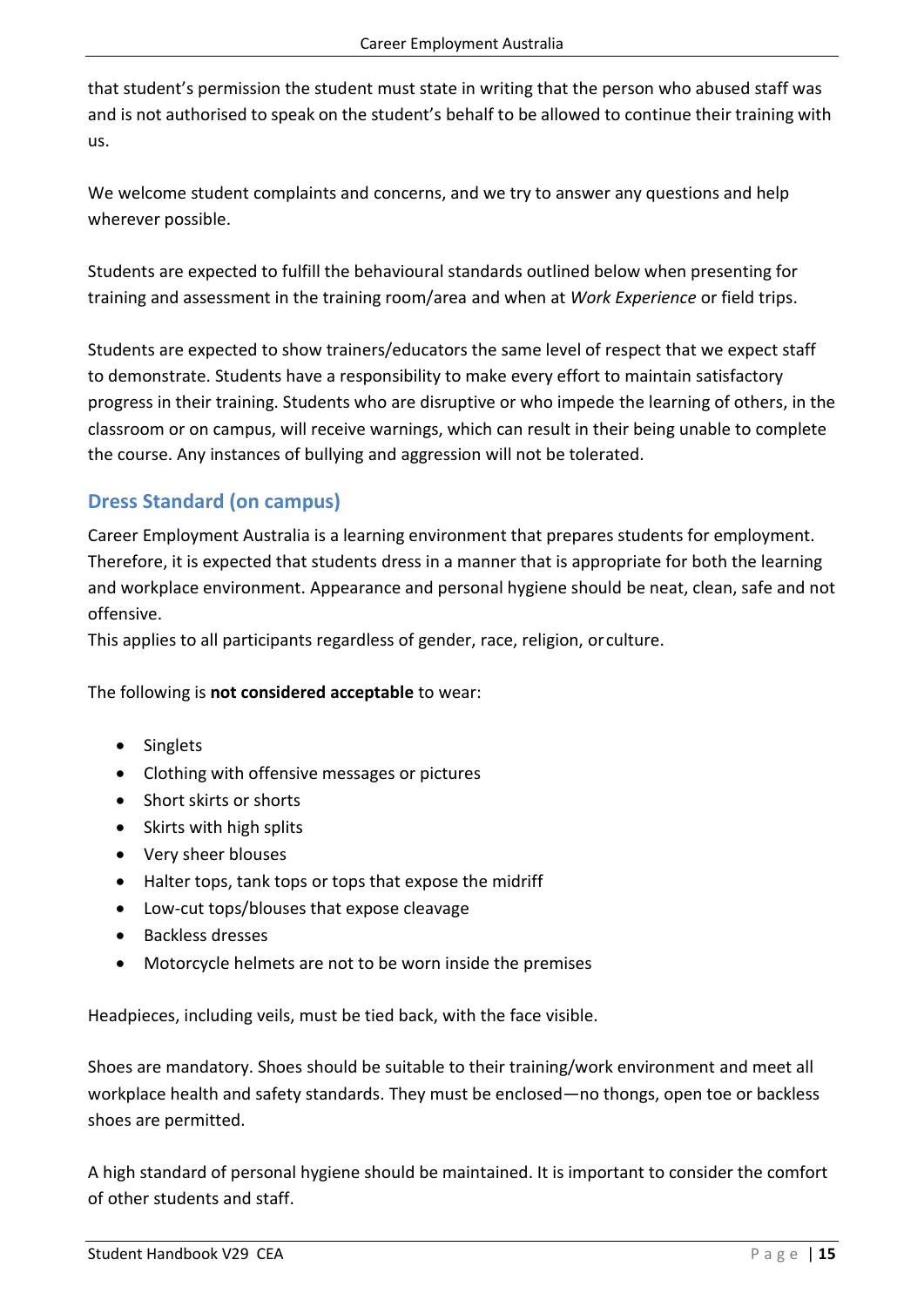that student's permission the student must state in writing that the person who abused staff was and is not authorised to speak on the student's behalf to be allowed to continue their training with us.

We welcome student complaints and concerns, and we try to answer any questions and help wherever possible.

Students are expected to fulfill the behavioural standards outlined below when presenting for training and assessment in the training room/area and when at *Work Experience* or field trips.

Students are expected to show trainers/educators the same level of respect that we expect staff to demonstrate. Students have a responsibility to make every effort to maintain satisfactory progress in their training. Students who are disruptive or who impede the learning of others, in the classroom or on campus, will receive warnings, which can result in their being unable to complete the course. Any instances of bullying and aggression will not be tolerated.

## Dress Standard (on campus)

Career Employment Australia is a learning environment that prepares students for employment. Therefore, it is expected that students dress in a manner that is appropriate for both the learning and workplace environment. Appearance and personal hygiene should be neat, clean, safe and not offensive.
This applies to all participants regardless of gender, race, religion, or culture.

The following is **not considered acceptable** to wear:

- Singlets
- Clothing with offensive messages or pictures
- Short skirts or shorts
- Skirts with high splits
- Very sheer blouses
- Halter tops, tank tops or tops that expose the midriff
- Low-cut tops/blouses that expose cleavage
- Backless dresses
- Motorcycle helmets are not to be worn inside the premises

Headpieces, including veils, must be tied back, with the face visible.

Shoes are mandatory. Shoes should be suitable to their training/work environment and meet all workplace health and safety standards. They must be enclosed—no thongs, open toe or backless shoes are permitted.

A high standard of personal hygiene should be maintained. It is important to consider the comfort of other students and staff.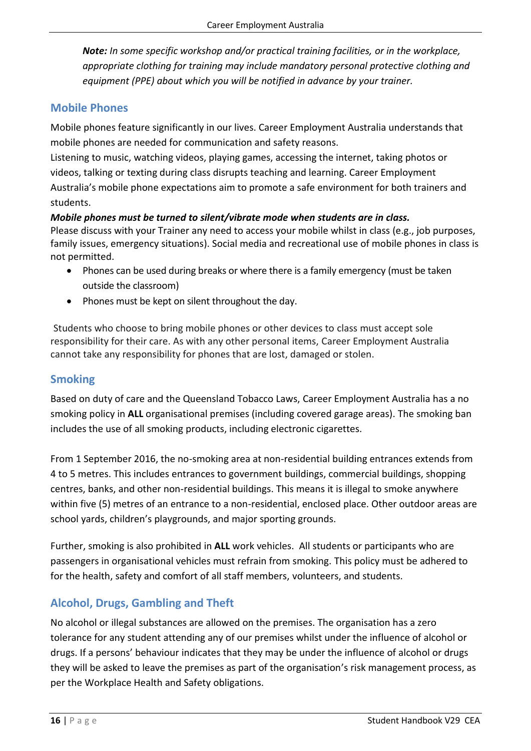***Note:*** *In some specific workshop and/or practical training facilities, or in the workplace, appropriate clothing for training may include mandatory personal protective clothing and equipment (PPE) about which you will be notified in advance by your trainer.*

## Mobile Phones

Mobile phones feature significantly in our lives. Career Employment Australia understands that mobile phones are needed for communication and safety reasons.
Listening to music, watching videos, playing games, accessing the internet, taking photos or videos, talking or texting during class disrupts teaching and learning. Career Employment Australia's mobile phone expectations aim to promote a safe environment for both trainers and students.

***Mobile phones must be turned to silent/vibrate mode when students are in class.***
Please discuss with your Trainer any need to access your mobile whilst in class (e.g., job purposes, family issues, emergency situations). Social media and recreational use of mobile phones in class is not permitted.

- Phones can be used during breaks or where there is a family emergency (must be taken outside the classroom)
- Phones must be kept on silent throughout the day.

Students who choose to bring mobile phones or other devices to class must accept sole responsibility for their care. As with any other personal items, Career Employment Australia cannot take any responsibility for phones that are lost, damaged or stolen.

## Smoking

Based on duty of care and the Queensland Tobacco Laws, Career Employment Australia has a no smoking policy in **ALL** organisational premises (including covered garage areas). The smoking ban includes the use of all smoking products, including electronic cigarettes.

From 1 September 2016, the no-smoking area at non-residential building entrances extends from 4 to 5 metres. This includes entrances to government buildings, commercial buildings, shopping centres, banks, and other non-residential buildings. This means it is illegal to smoke anywhere within five (5) metres of an entrance to a non-residential, enclosed place. Other outdoor areas are school yards, children's playgrounds, and major sporting grounds.

Further, smoking is also prohibited in **ALL** work vehicles. All students or participants who are passengers in organisational vehicles must refrain from smoking. This policy must be adhered to for the health, safety and comfort of all staff members, volunteers, and students.

## Alcohol, Drugs, Gambling and Theft

No alcohol or illegal substances are allowed on the premises. The organisation has a zero tolerance for any student attending any of our premises whilst under the influence of alcohol or drugs. If a persons' behaviour indicates that they may be under the influence of alcohol or drugs they will be asked to leave the premises as part of the organisation's risk management process, as per the Workplace Health and Safety obligations.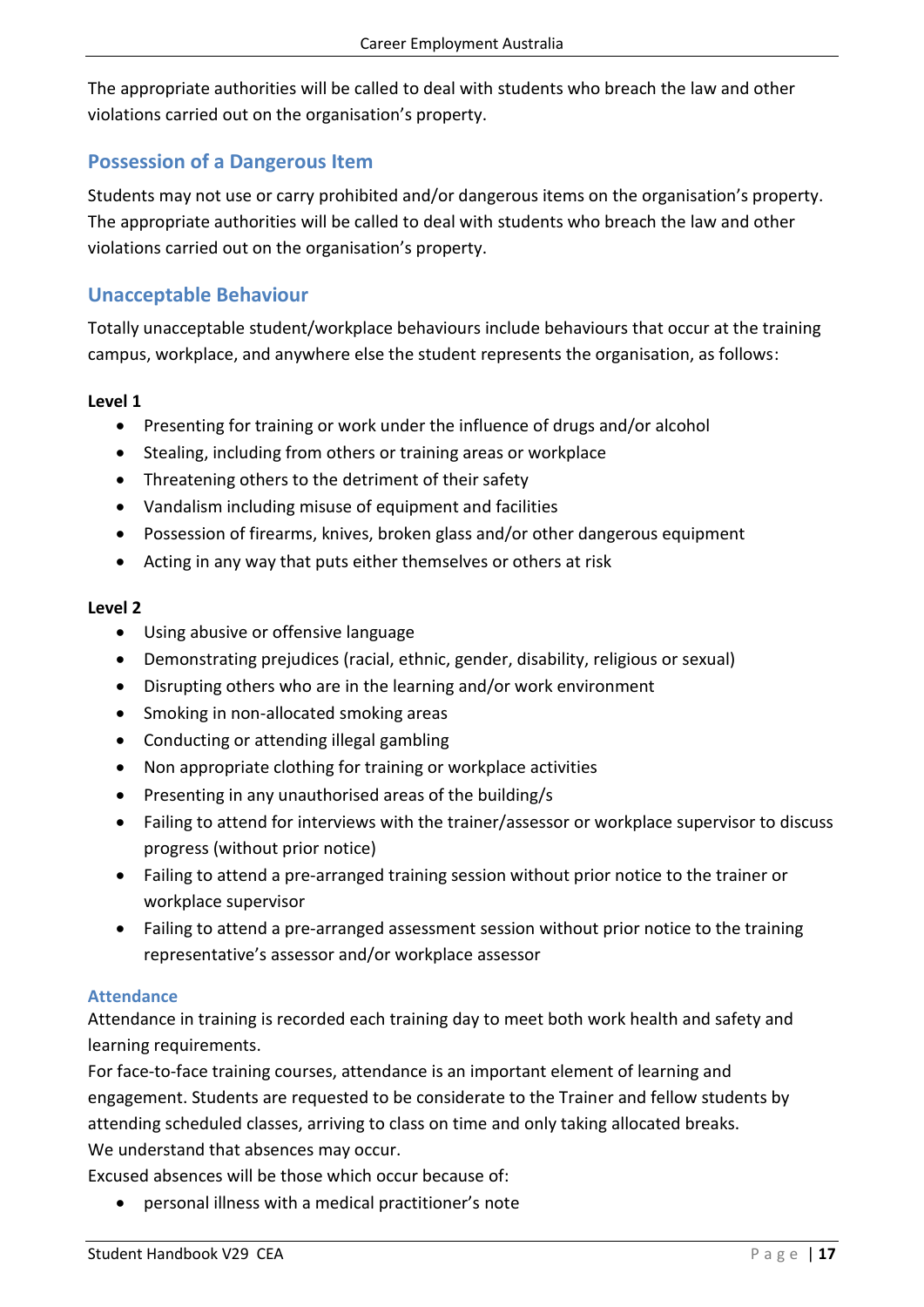The appropriate authorities will be called to deal with students who breach the law and other violations carried out on the organisation's property.

## Possession of a Dangerous Item

Students may not use or carry prohibited and/or dangerous items on the organisation's property. The appropriate authorities will be called to deal with students who breach the law and other violations carried out on the organisation's property.

## Unacceptable Behaviour

Totally unacceptable student/workplace behaviours include behaviours that occur at the training campus, workplace, and anywhere else the student represents the organisation, as follows:

**Level 1**

- Presenting for training or work under the influence of drugs and/or alcohol
- Stealing, including from others or training areas or workplace
- Threatening others to the detriment of their safety
- Vandalism including misuse of equipment and facilities
- Possession of firearms, knives, broken glass and/or other dangerous equipment
- Acting in any way that puts either themselves or others at risk

**Level 2**

- Using abusive or offensive language
- Demonstrating prejudices (racial, ethnic, gender, disability, religious or sexual)
- Disrupting others who are in the learning and/or work environment
- Smoking in non-allocated smoking areas
- Conducting or attending illegal gambling
- Non appropriate clothing for training or workplace activities
- Presenting in any unauthorised areas of the building/s
- Failing to attend for interviews with the trainer/assessor or workplace supervisor to discuss progress (without prior notice)
- Failing to attend a pre-arranged training session without prior notice to the trainer or workplace supervisor
- Failing to attend a pre-arranged assessment session without prior notice to the training representative's assessor and/or workplace assessor

### Attendance

Attendance in training is recorded each training day to meet both work health and safety and learning requirements.

For face-to-face training courses, attendance is an important element of learning and engagement. Students are requested to be considerate to the Trainer and fellow students by attending scheduled classes, arriving to class on time and only taking allocated breaks.

We understand that absences may occur.

Excused absences will be those which occur because of:

- personal illness with a medical practitioner's note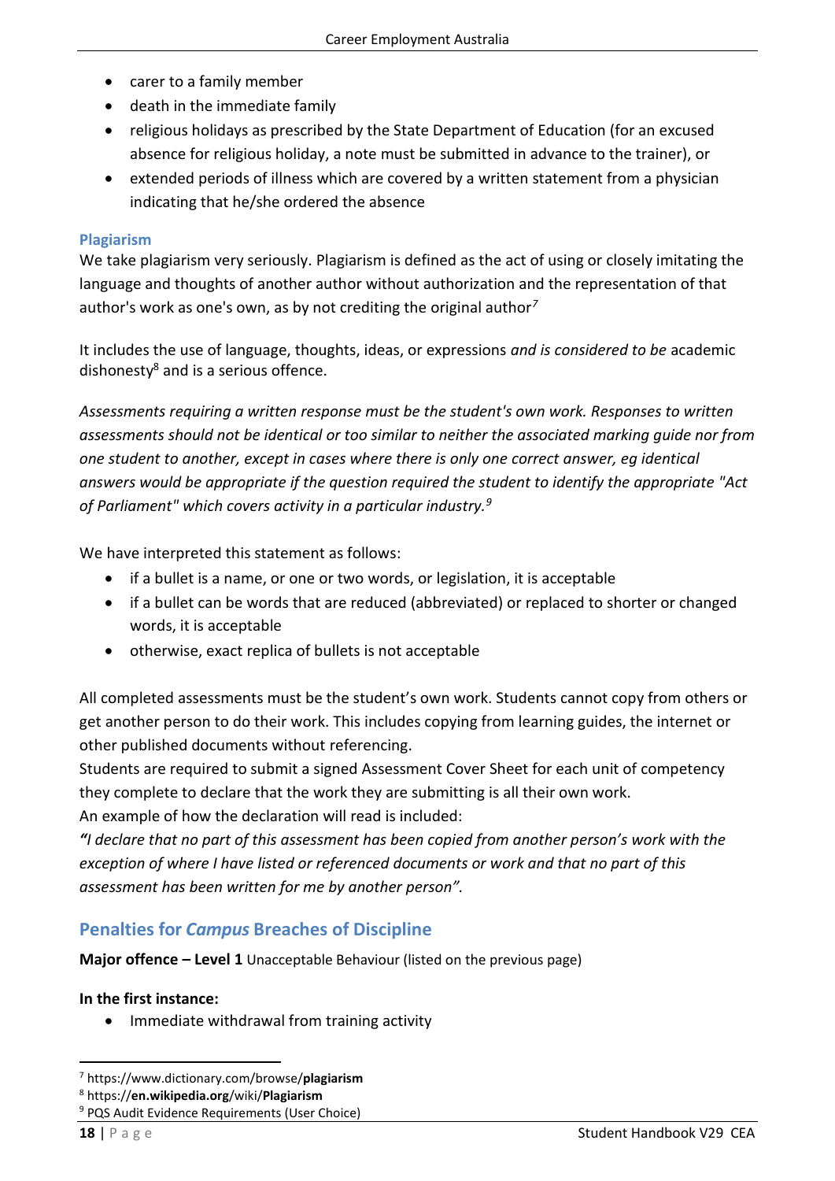- carer to a family member
- death in the immediate family
- religious holidays as prescribed by the State Department of Education (for an excused absence for religious holiday, a note must be submitted in advance to the trainer), or
- extended periods of illness which are covered by a written statement from a physician indicating that he/she ordered the absence

### Plagiarism

We take plagiarism very seriously. Plagiarism is defined as the act of using or closely imitating the language and thoughts of another author without authorization and the representation of that author's work as one's own, as by not crediting the original author[7]

It includes the use of language, thoughts, ideas, or expressions *and is considered to be* academic dishonesty[8] and is a serious offence.

*Assessments requiring a written response must be the student's own work. Responses to written assessments should not be identical or too similar to neither the associated marking guide nor from one student to another, except in cases where there is only one correct answer, eg identical answers would be appropriate if the question required the student to identify the appropriate "Act of Parliament" which covers activity in a particular industry.[9]*

We have interpreted this statement as follows:

- if a bullet is a name, or one or two words, or legislation, it is acceptable
- if a bullet can be words that are reduced (abbreviated) or replaced to shorter or changed words, it is acceptable
- otherwise, exact replica of bullets is not acceptable

All completed assessments must be the student's own work. Students cannot copy from others or get another person to do their work. This includes copying from learning guides, the internet or other published documents without referencing.
Students are required to submit a signed Assessment Cover Sheet for each unit of competency they complete to declare that the work they are submitting is all their own work.
An example of how the declaration will read is included:
***"****I declare that no part of this assessment has been copied from another person's work with the exception of where I have listed or referenced documents or work and that no part of this assessment has been written for me by another person".*

## Penalties for *Campus* Breaches of Discipline

**Major offence – Level 1** Unacceptable Behaviour (listed on the previous page)

**In the first instance:**

- Immediate withdrawal from training activity

---

[7] https://www.dictionary.com/browse/**plagiarism**
[8] https://**en.wikipedia.org**/wiki/**Plagiarism**
[9] PQS Audit Evidence Requirements (User Choice)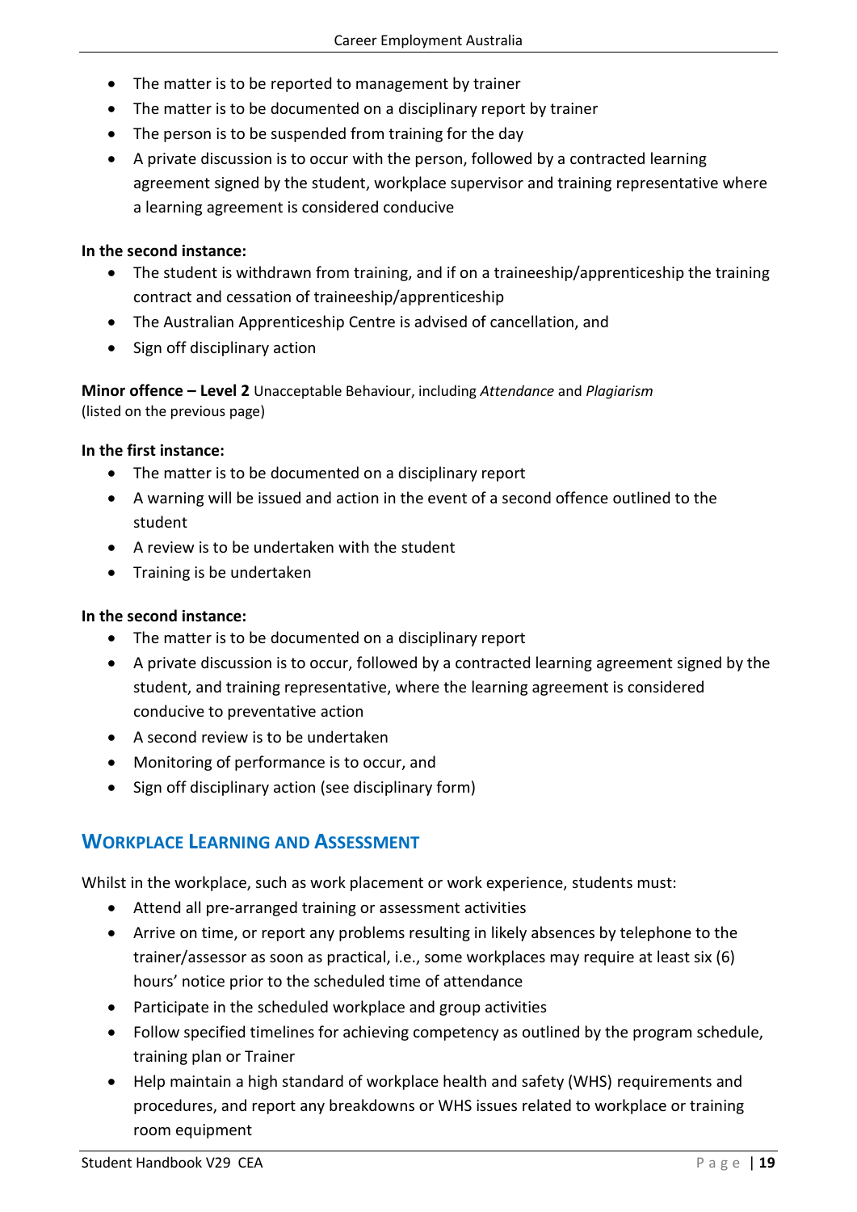- The matter is to be reported to management by trainer
- The matter is to be documented on a disciplinary report by trainer
- The person is to be suspended from training for the day
- A private discussion is to occur with the person, followed by a contracted learning agreement signed by the student, workplace supervisor and training representative where a learning agreement is considered conducive

**In the second instance:**

- The student is withdrawn from training, and if on a traineeship/apprenticeship the training contract and cessation of traineeship/apprenticeship
- The Australian Apprenticeship Centre is advised of cancellation, and
- Sign off disciplinary action

**Minor offence – Level 2** Unacceptable Behaviour, including *Attendance* and *Plagiarism* (listed on the previous page)

**In the first instance:**

- The matter is to be documented on a disciplinary report
- A warning will be issued and action in the event of a second offence outlined to the student
- A review is to be undertaken with the student
- Training is be undertaken

**In the second instance:**

- The matter is to be documented on a disciplinary report
- A private discussion is to occur, followed by a contracted learning agreement signed by the student, and training representative, where the learning agreement is considered conducive to preventative action
- A second review is to be undertaken
- Monitoring of performance is to occur, and
- Sign off disciplinary action (see disciplinary form)

## Workplace Learning and Assessment

Whilst in the workplace, such as work placement or work experience, students must:

- Attend all pre-arranged training or assessment activities
- Arrive on time, or report any problems resulting in likely absences by telephone to the trainer/assessor as soon as practical, i.e., some workplaces may require at least six (6) hours' notice prior to the scheduled time of attendance
- Participate in the scheduled workplace and group activities
- Follow specified timelines for achieving competency as outlined by the program schedule, training plan or Trainer
- Help maintain a high standard of workplace health and safety (WHS) requirements and procedures, and report any breakdowns or WHS issues related to workplace or training room equipment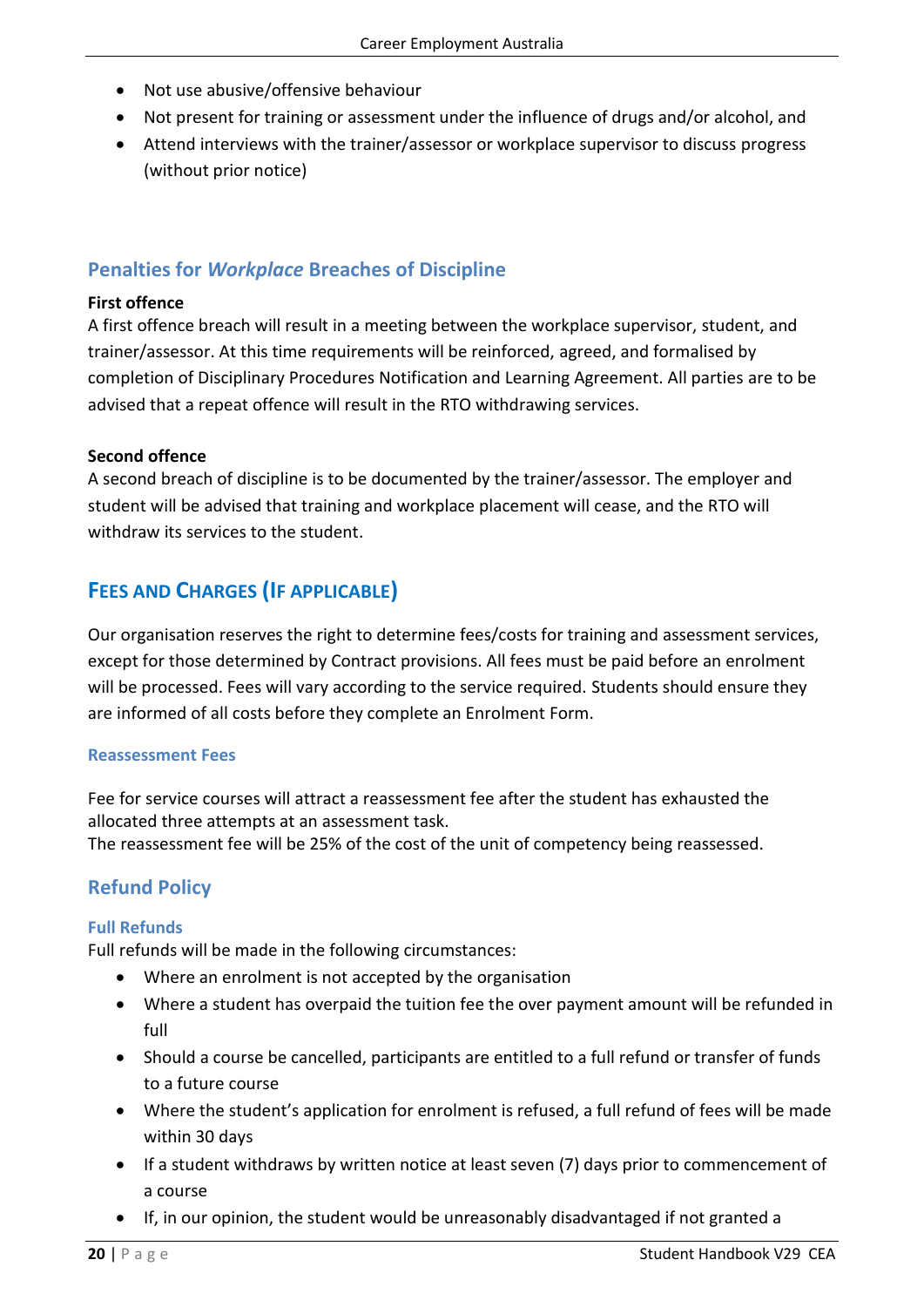- Not use abusive/offensive behaviour
- Not present for training or assessment under the influence of drugs and/or alcohol, and
- Attend interviews with the trainer/assessor or workplace supervisor to discuss progress (without prior notice)

### Penalties for *Workplace* Breaches of Discipline

**First offence**

A first offence breach will result in a meeting between the workplace supervisor, student, and trainer/assessor. At this time requirements will be reinforced, agreed, and formalised by completion of Disciplinary Procedures Notification and Learning Agreement. All parties are to be advised that a repeat offence will result in the RTO withdrawing services.

**Second offence**

A second breach of discipline is to be documented by the trainer/assessor. The employer and student will be advised that training and workplace placement will cease, and the RTO will withdraw its services to the student.

## Fees and Charges (If applicable)

Our organisation reserves the right to determine fees/costs for training and assessment services, except for those determined by Contract provisions. All fees must be paid before an enrolment will be processed. Fees will vary according to the service required. Students should ensure they are informed of all costs before they complete an Enrolment Form.

#### Reassessment Fees

Fee for service courses will attract a reassessment fee after the student has exhausted the allocated three attempts at an assessment task.
The reassessment fee will be 25% of the cost of the unit of competency being reassessed.

### Refund Policy

#### Full Refunds

Full refunds will be made in the following circumstances:

- Where an enrolment is not accepted by the organisation
- Where a student has overpaid the tuition fee the over payment amount will be refunded in full
- Should a course be cancelled, participants are entitled to a full refund or transfer of funds to a future course
- Where the student's application for enrolment is refused, a full refund of fees will be made within 30 days
- If a student withdraws by written notice at least seven (7) days prior to commencement of a course
- If, in our opinion, the student would be unreasonably disadvantaged if not granted a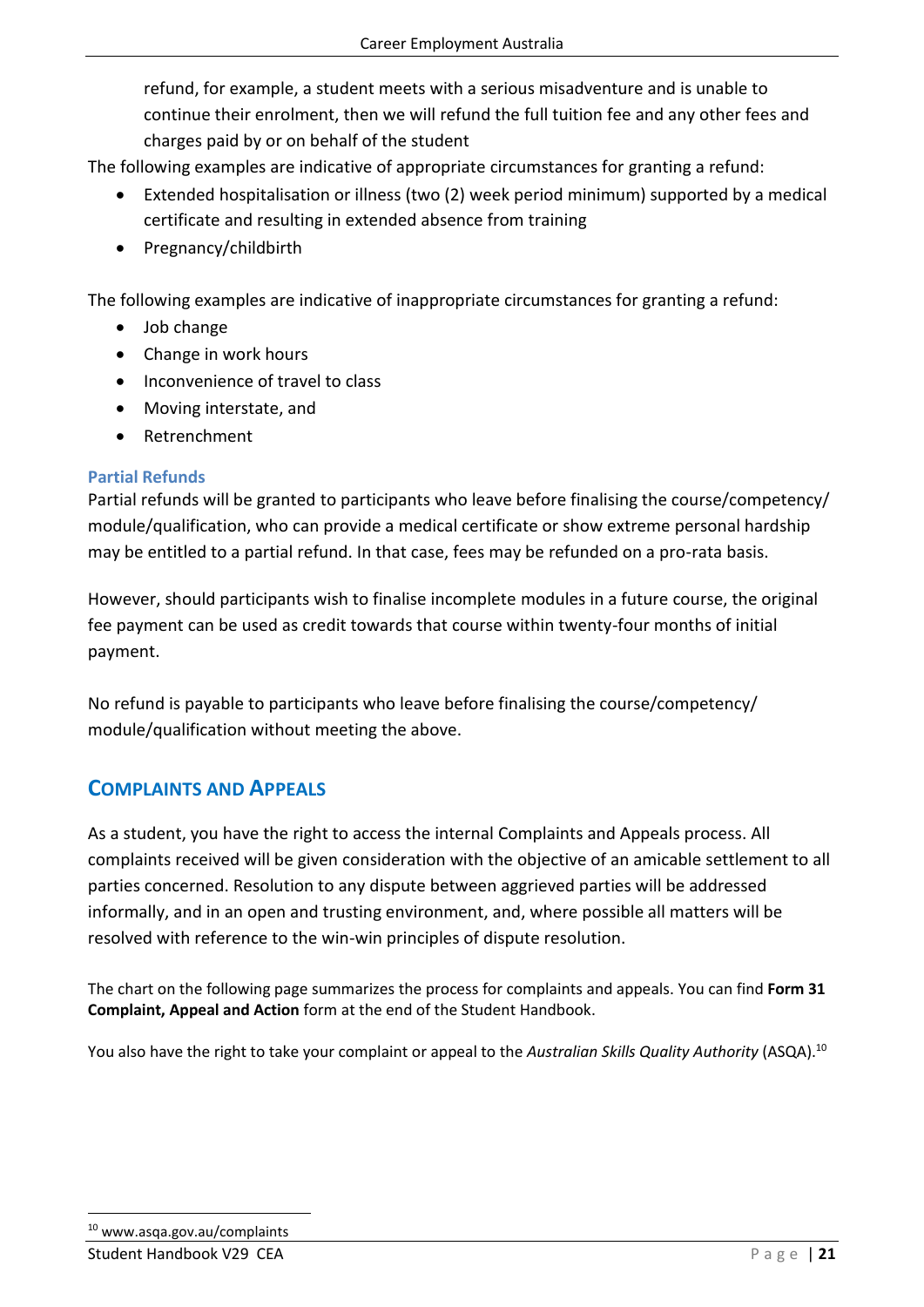refund, for example, a student meets with a serious misadventure and is unable to continue their enrolment, then we will refund the full tuition fee and any other fees and charges paid by or on behalf of the student

The following examples are indicative of appropriate circumstances for granting a refund:

- Extended hospitalisation or illness (two (2) week period minimum) supported by a medical certificate and resulting in extended absence from training
- Pregnancy/childbirth

The following examples are indicative of inappropriate circumstances for granting a refund:

- Job change
- Change in work hours
- Inconvenience of travel to class
- Moving interstate, and
- Retrenchment

### Partial Refunds

Partial refunds will be granted to participants who leave before finalising the course/competency/ module/qualification, who can provide a medical certificate or show extreme personal hardship may be entitled to a partial refund. In that case, fees may be refunded on a pro-rata basis.

However, should participants wish to finalise incomplete modules in a future course, the original fee payment can be used as credit towards that course within twenty-four months of initial payment.

No refund is payable to participants who leave before finalising the course/competency/ module/qualification without meeting the above.

## Complaints and Appeals

As a student, you have the right to access the internal Complaints and Appeals process. All complaints received will be given consideration with the objective of an amicable settlement to all parties concerned. Resolution to any dispute between aggrieved parties will be addressed informally, and in an open and trusting environment, and, where possible all matters will be resolved with reference to the win-win principles of dispute resolution.

The chart on the following page summarizes the process for complaints and appeals. You can find **Form 31 Complaint, Appeal and Action** form at the end of the Student Handbook.

You also have the right to take your complaint or appeal to the *Australian Skills Quality Authority* (ASQA).[10]

[10] www.asqa.gov.au/complaints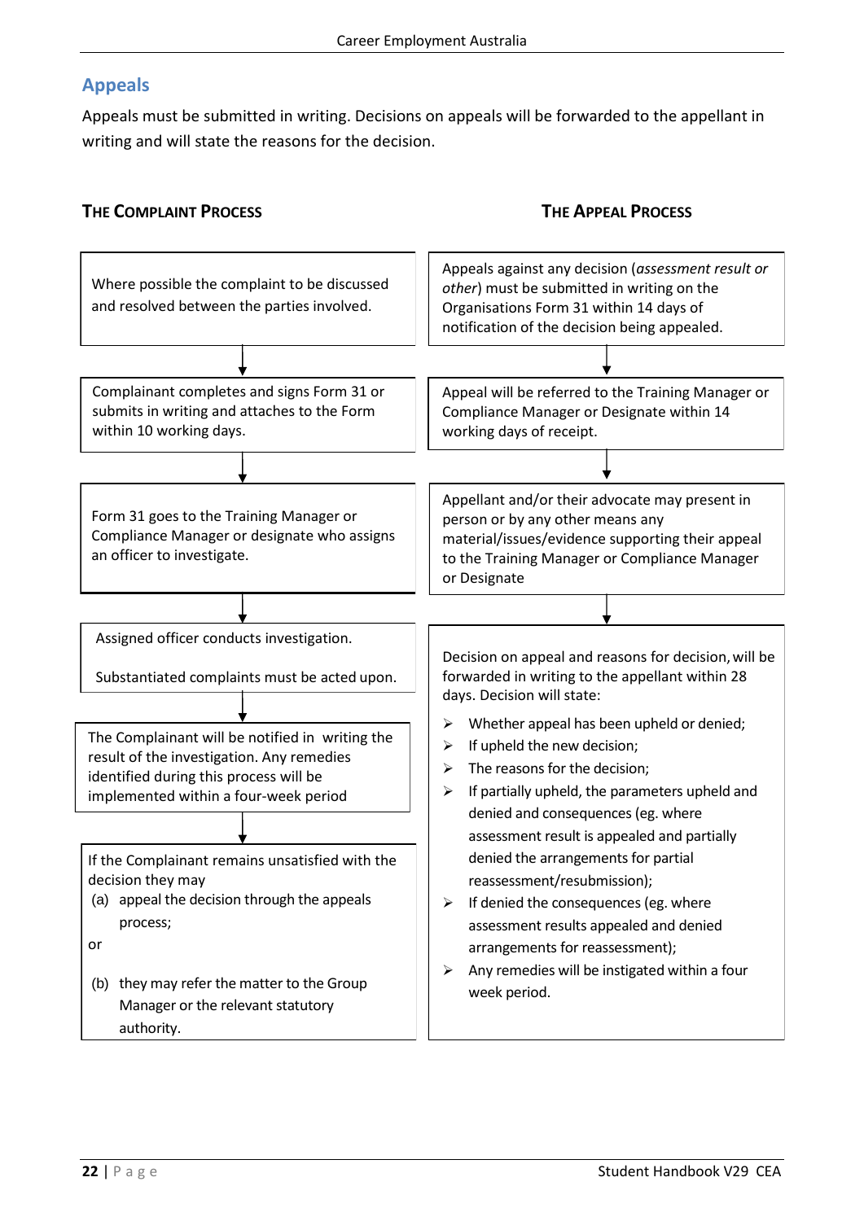## Appeals

Appeals must be submitted in writing. Decisions on appeals will be forwarded to the appellant in writing and will state the reasons for the decision.

### The Complaint Process

Where possible the complaint to be discussed and resolved between the parties involved.

↓

Complainant completes and signs Form 31 or submits in writing and attaches to the Form within 10 working days.

↓

Form 31 goes to the Training Manager or Compliance Manager or designate who assigns an officer to investigate.

↓

Assigned officer conducts investigation.

Substantiated complaints must be acted upon.

↓

The Complainant will be notified in writing the result of the investigation. Any remedies identified during this process will be implemented within a four-week period

↓

If the Complainant remains unsatisfied with the decision they may

(a) appeal the decision through the appeals process;

or

(b) they may refer the matter to the Group Manager or the relevant statutory authority.

### The Appeal Process

Appeals against any decision (*assessment result or other*) must be submitted in writing on the Organisations Form 31 within 14 days of notification of the decision being appealed.

↓

Appeal will be referred to the Training Manager or Compliance Manager or Designate within 14 working days of receipt.

↓

Appellant and/or their advocate may present in person or by any other means any material/issues/evidence supporting their appeal to the Training Manager or Compliance Manager or Designate

↓

Decision on appeal and reasons for decision, will be forwarded in writing to the appellant within 28 days. Decision will state:

- Whether appeal has been upheld or denied;
- If upheld the new decision;
- The reasons for the decision;
- If partially upheld, the parameters upheld and denied and consequences (eg. where assessment result is appealed and partially denied the arrangements for partial reassessment/resubmission);
- If denied the consequences (eg. where assessment results appealed and denied arrangements for reassessment);
- Any remedies will be instigated within a four week period.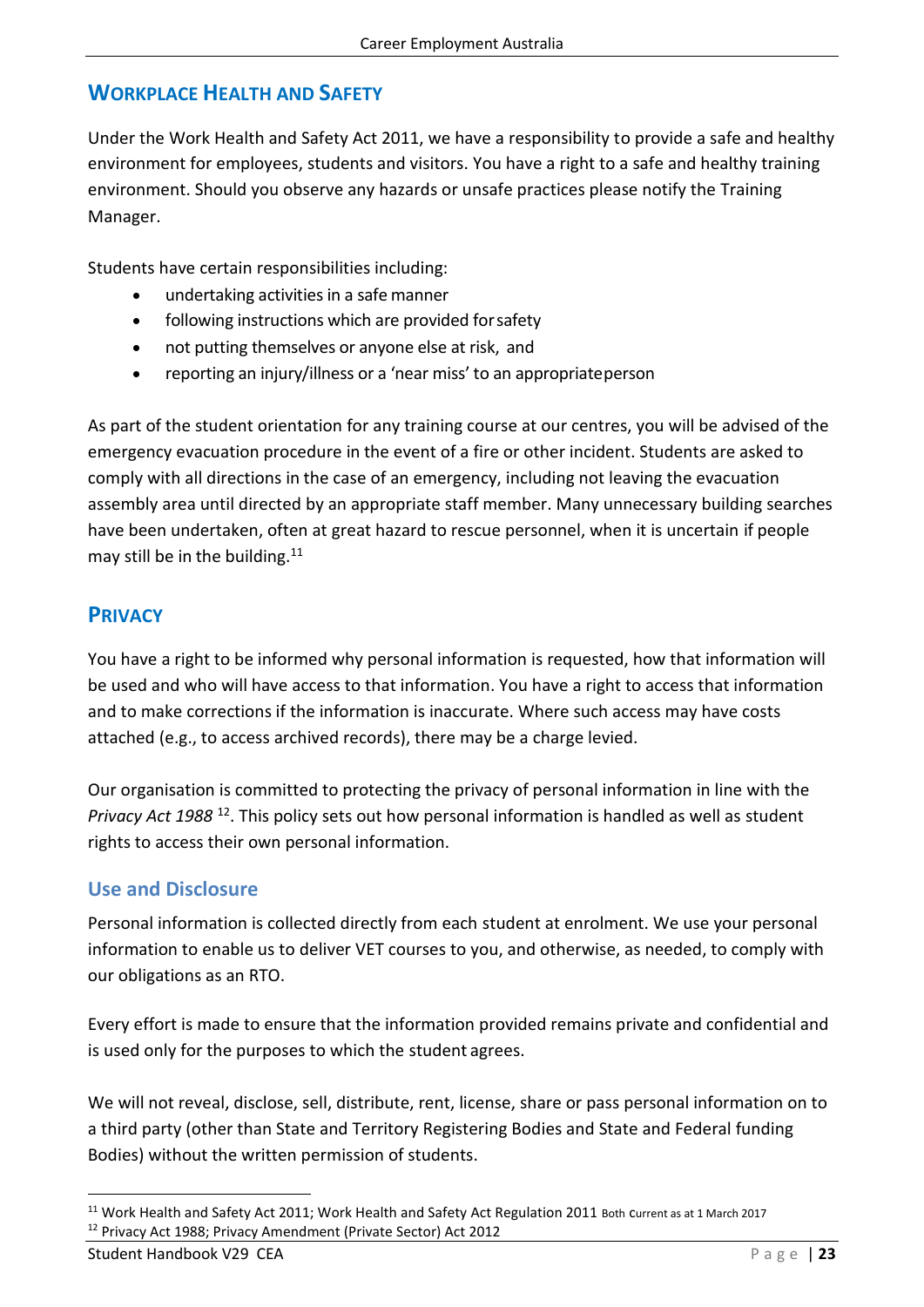## Workplace Health and Safety

Under the Work Health and Safety Act 2011, we have a responsibility to provide a safe and healthy environment for employees, students and visitors. You have a right to a safe and healthy training environment. Should you observe any hazards or unsafe practices please notify the Training Manager.

Students have certain responsibilities including:

- undertaking activities in a safe manner
- following instructions which are provided for safety
- not putting themselves or anyone else at risk, and
- reporting an injury/illness or a 'near miss' to an appropriate person

As part of the student orientation for any training course at our centres, you will be advised of the emergency evacuation procedure in the event of a fire or other incident. Students are asked to comply with all directions in the case of an emergency, including not leaving the evacuation assembly area until directed by an appropriate staff member. Many unnecessary building searches have been undertaken, often at great hazard to rescue personnel, when it is uncertain if people may still be in the building.[11]

## Privacy

You have a right to be informed why personal information is requested, how that information will be used and who will have access to that information. You have a right to access that information and to make corrections if the information is inaccurate. Where such access may have costs attached (e.g., to access archived records), there may be a charge levied.

Our organisation is committed to protecting the privacy of personal information in line with the *Privacy Act 1988* [12]. This policy sets out how personal information is handled as well as student rights to access their own personal information.

### Use and Disclosure

Personal information is collected directly from each student at enrolment. We use your personal information to enable us to deliver VET courses to you, and otherwise, as needed, to comply with our obligations as an RTO.

Every effort is made to ensure that the information provided remains private and confidential and is used only for the purposes to which the student agrees.

We will not reveal, disclose, sell, distribute, rent, license, share or pass personal information on to a third party (other than State and Territory Registering Bodies and State and Federal funding Bodies) without the written permission of students.

---

[11] Work Health and Safety Act 2011; Work Health and Safety Act Regulation 2011 Both Current as at 1 March 2017

[12] Privacy Act 1988; Privacy Amendment (Private Sector) Act 2012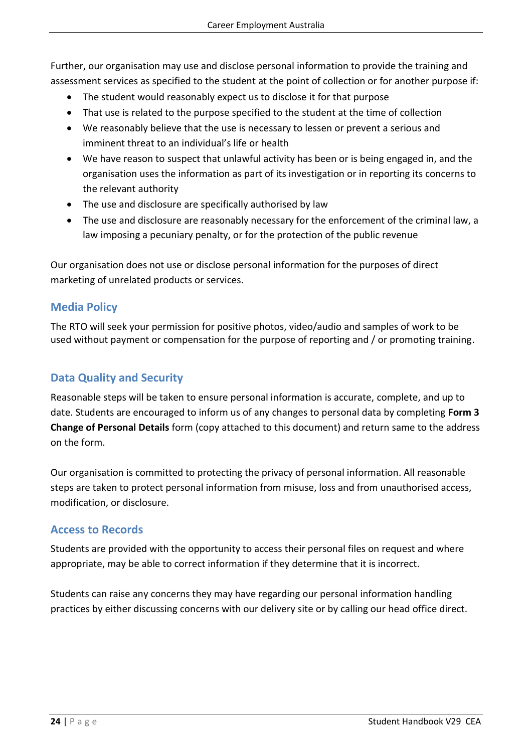Further, our organisation may use and disclose personal information to provide the training and assessment services as specified to the student at the point of collection or for another purpose if:

- The student would reasonably expect us to disclose it for that purpose
- That use is related to the purpose specified to the student at the time of collection
- We reasonably believe that the use is necessary to lessen or prevent a serious and imminent threat to an individual's life or health
- We have reason to suspect that unlawful activity has been or is being engaged in, and the organisation uses the information as part of its investigation or in reporting its concerns to the relevant authority
- The use and disclosure are specifically authorised by law
- The use and disclosure are reasonably necessary for the enforcement of the criminal law, a law imposing a pecuniary penalty, or for the protection of the public revenue

Our organisation does not use or disclose personal information for the purposes of direct marketing of unrelated products or services.

## Media Policy

The RTO will seek your permission for positive photos, video/audio and samples of work to be used without payment or compensation for the purpose of reporting and / or promoting training.

## Data Quality and Security

Reasonable steps will be taken to ensure personal information is accurate, complete, and up to date. Students are encouraged to inform us of any changes to personal data by completing **Form 3 Change of Personal Details** form (copy attached to this document) and return same to the address on the form.

Our organisation is committed to protecting the privacy of personal information. All reasonable steps are taken to protect personal information from misuse, loss and from unauthorised access, modification, or disclosure.

## Access to Records

Students are provided with the opportunity to access their personal files on request and where appropriate, may be able to correct information if they determine that it is incorrect.

Students can raise any concerns they may have regarding our personal information handling practices by either discussing concerns with our delivery site or by calling our head office direct.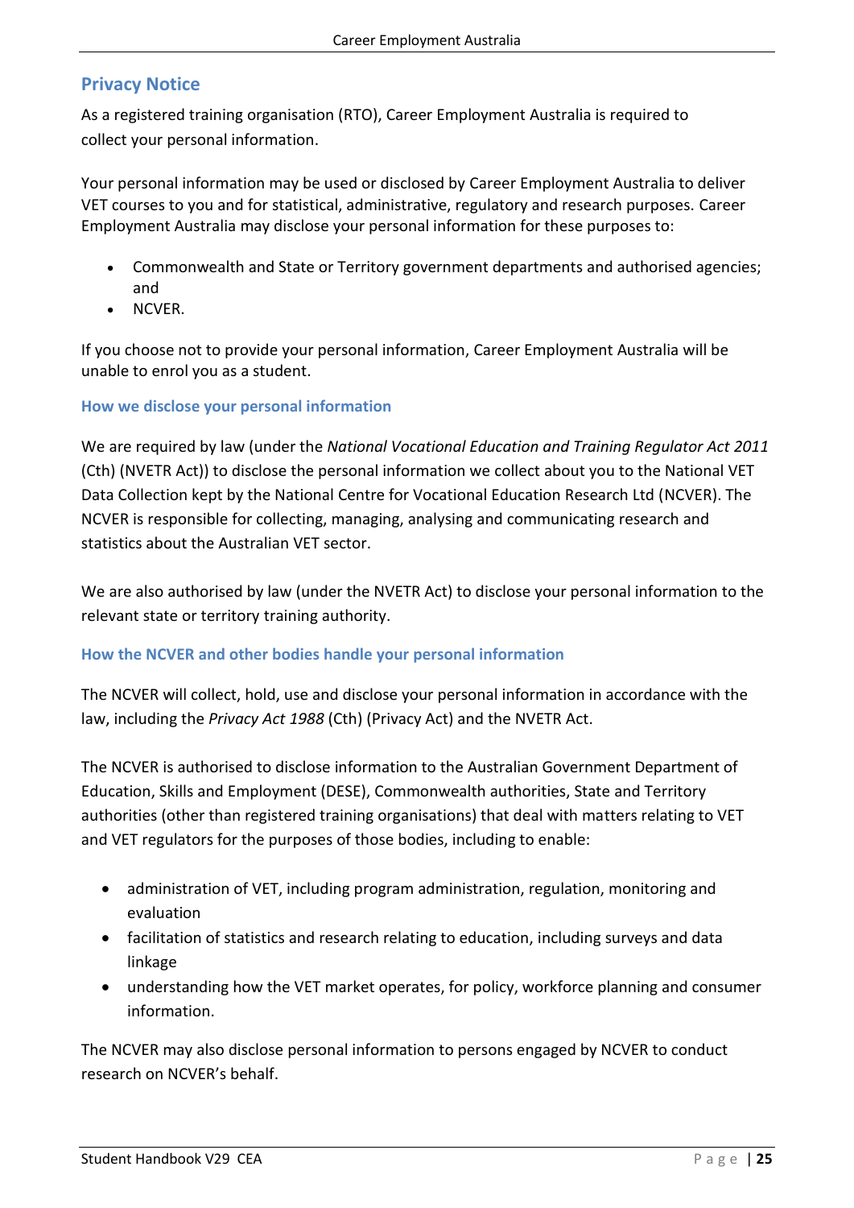## Privacy Notice

As a registered training organisation (RTO), Career Employment Australia is required to collect your personal information.

Your personal information may be used or disclosed by Career Employment Australia to deliver VET courses to you and for statistical, administrative, regulatory and research purposes. Career Employment Australia may disclose your personal information for these purposes to:

- Commonwealth and State or Territory government departments and authorised agencies; and
- NCVER.

If you choose not to provide your personal information, Career Employment Australia will be unable to enrol you as a student.

### How we disclose your personal information

We are required by law (under the *National Vocational Education and Training Regulator Act 2011* (Cth) (NVETR Act)) to disclose the personal information we collect about you to the National VET Data Collection kept by the National Centre for Vocational Education Research Ltd (NCVER). The NCVER is responsible for collecting, managing, analysing and communicating research and statistics about the Australian VET sector.

We are also authorised by law (under the NVETR Act) to disclose your personal information to the relevant state or territory training authority.

### How the NCVER and other bodies handle your personal information

The NCVER will collect, hold, use and disclose your personal information in accordance with the law, including the *Privacy Act 1988* (Cth) (Privacy Act) and the NVETR Act.

The NCVER is authorised to disclose information to the Australian Government Department of Education, Skills and Employment (DESE), Commonwealth authorities, State and Territory authorities (other than registered training organisations) that deal with matters relating to VET and VET regulators for the purposes of those bodies, including to enable:

- administration of VET, including program administration, regulation, monitoring and evaluation
- facilitation of statistics and research relating to education, including surveys and data linkage
- understanding how the VET market operates, for policy, workforce planning and consumer information.

The NCVER may also disclose personal information to persons engaged by NCVER to conduct research on NCVER's behalf.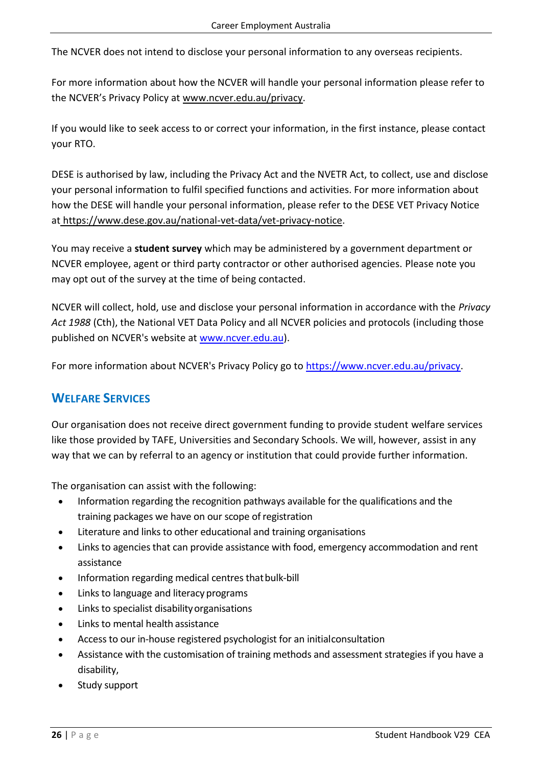The NCVER does not intend to disclose your personal information to any overseas recipients.

For more information about how the NCVER will handle your personal information please refer to the NCVER's Privacy Policy at www.ncver.edu.au/privacy.

If you would like to seek access to or correct your information, in the first instance, please contact your RTO.

DESE is authorised by law, including the Privacy Act and the NVETR Act, to collect, use and disclose your personal information to fulfil specified functions and activities. For more information about how the DESE will handle your personal information, please refer to the DESE VET Privacy Notice at https://www.dese.gov.au/national-vet-data/vet-privacy-notice.

You may receive a **student survey** which may be administered by a government department or NCVER employee, agent or third party contractor or other authorised agencies. Please note you may opt out of the survey at the time of being contacted.

NCVER will collect, hold, use and disclose your personal information in accordance with the *Privacy Act 1988* (Cth), the National VET Data Policy and all NCVER policies and protocols (including those published on NCVER's website at www.ncver.edu.au).

For more information about NCVER's Privacy Policy go to https://www.ncver.edu.au/privacy.

## Welfare Services

Our organisation does not receive direct government funding to provide student welfare services like those provided by TAFE, Universities and Secondary Schools. We will, however, assist in any way that we can by referral to an agency or institution that could provide further information.

The organisation can assist with the following:

- Information regarding the recognition pathways available for the qualifications and the training packages we have on our scope of registration
- Literature and links to other educational and training organisations
- Links to agencies that can provide assistance with food, emergency accommodation and rent assistance
- Information regarding medical centres that bulk-bill
- Links to language and literacy programs
- Links to specialist disability organisations
- Links to mental health assistance
- Access to our in-house registered psychologist for an initial consultation
- Assistance with the customisation of training methods and assessment strategies if you have a disability,
- Study support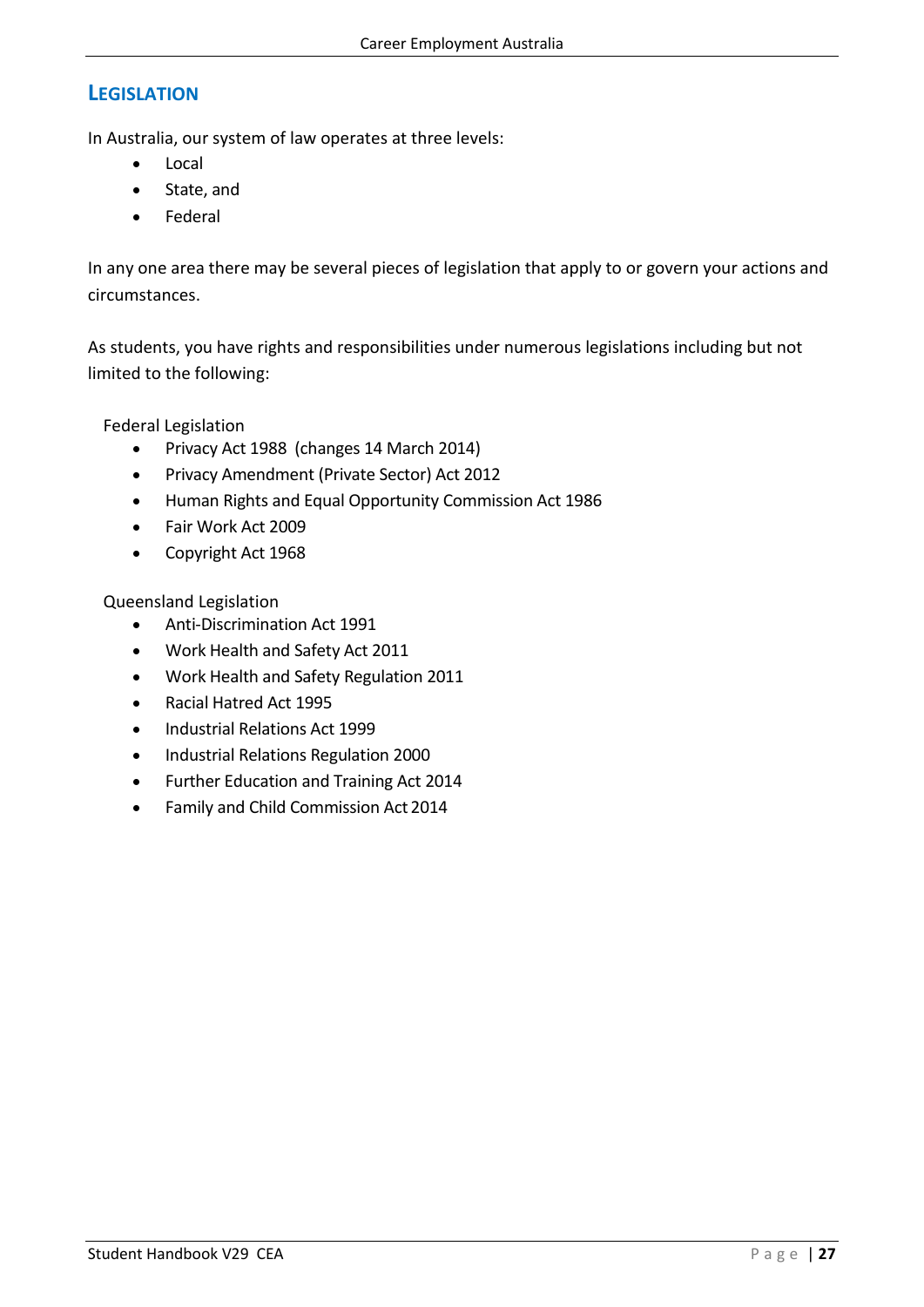## LEGISLATION

In Australia, our system of law operates at three levels:

- Local
- State, and
- Federal

In any one area there may be several pieces of legislation that apply to or govern your actions and circumstances.

As students, you have rights and responsibilities under numerous legislations including but not limited to the following:

Federal Legislation

- Privacy Act 1988 (changes 14 March 2014)
- Privacy Amendment (Private Sector) Act 2012
- Human Rights and Equal Opportunity Commission Act 1986
- Fair Work Act 2009
- Copyright Act 1968

Queensland Legislation

- Anti-Discrimination Act 1991
- Work Health and Safety Act 2011
- Work Health and Safety Regulation 2011
- Racial Hatred Act 1995
- Industrial Relations Act 1999
- Industrial Relations Regulation 2000
- Further Education and Training Act 2014
- Family and Child Commission Act 2014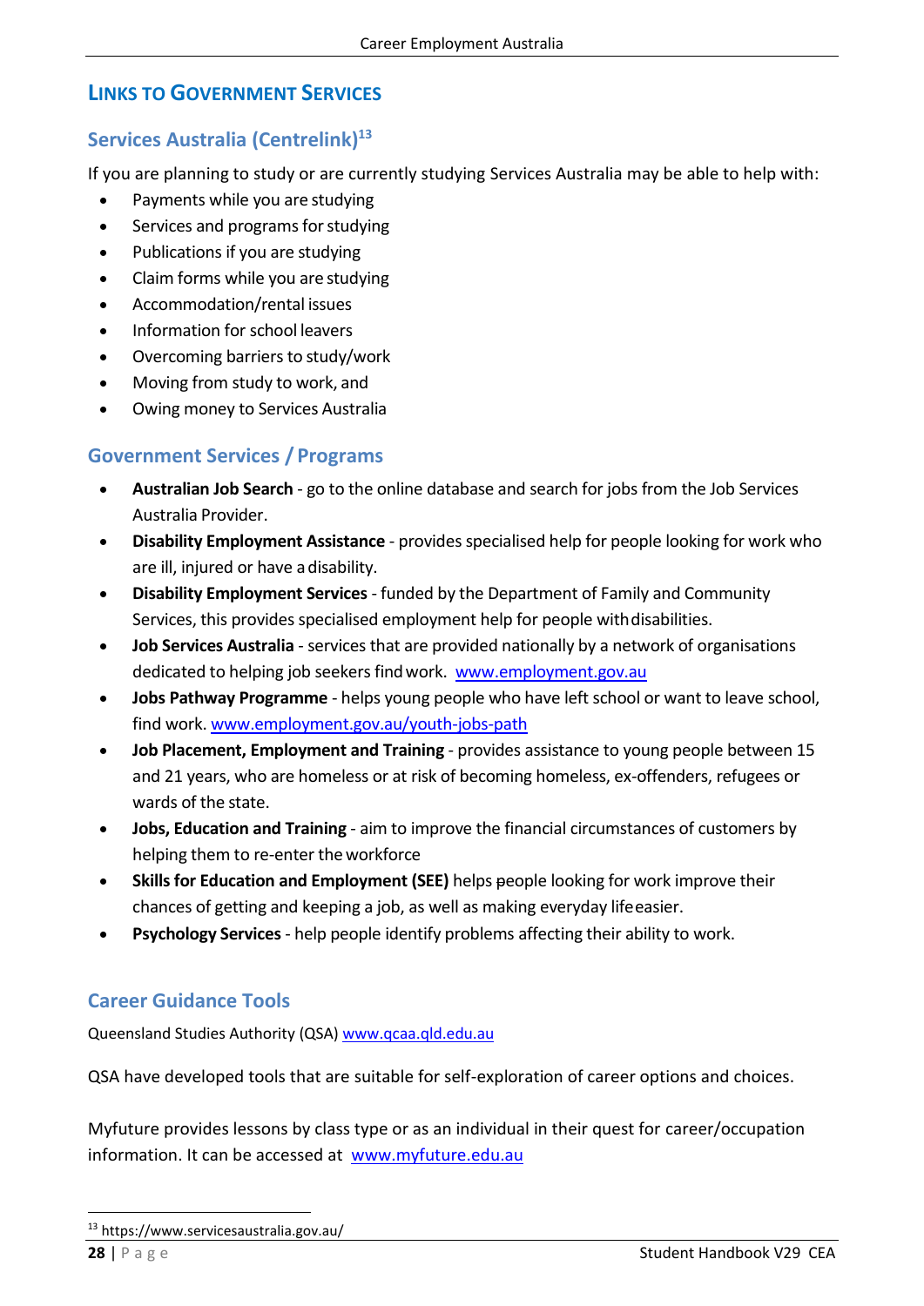# LINKS TO GOVERNMENT SERVICES

## Services Australia (Centrelink)[13]

If you are planning to study or are currently studying Services Australia may be able to help with:

- Payments while you are studying
- Services and programs for studying
- Publications if you are studying
- Claim forms while you are studying
- Accommodation/rental issues
- Information for school leavers
- Overcoming barriers to study/work
- Moving from study to work, and
- Owing money to Services Australia

## Government Services / Programs

- **Australian Job Search** - go to the online database and search for jobs from the Job Services Australia Provider.
- **Disability Employment Assistance** - provides specialised help for people looking for work who are ill, injured or have a disability.
- **Disability Employment Services** - funded by the Department of Family and Community Services, this provides specialised employment help for people with disabilities.
- **Job Services Australia** - services that are provided nationally by a network of organisations dedicated to helping job seekers find work. www.employment.gov.au
- **Jobs Pathway Programme** - helps young people who have left school or want to leave school, find work. www.employment.gov.au/youth-jobs-path
- **Job Placement, Employment and Training** - provides assistance to young people between 15 and 21 years, who are homeless or at risk of becoming homeless, ex-offenders, refugees or wards of the state.
- **Jobs, Education and Training** - aim to improve the financial circumstances of customers by helping them to re-enter the workforce
- **Skills for Education and Employment (SEE)** helps people looking for work improve their chances of getting and keeping a job, as well as making everyday life easier.
- **Psychology Services** - help people identify problems affecting their ability to work.

## Career Guidance Tools

Queensland Studies Authority (QSA) www.qcaa.qld.edu.au

QSA have developed tools that are suitable for self-exploration of career options and choices.

Myfuture provides lessons by class type or as an individual in their quest for career/occupation information. It can be accessed at www.myfuture.edu.au

[13] https://www.servicesaustralia.gov.au/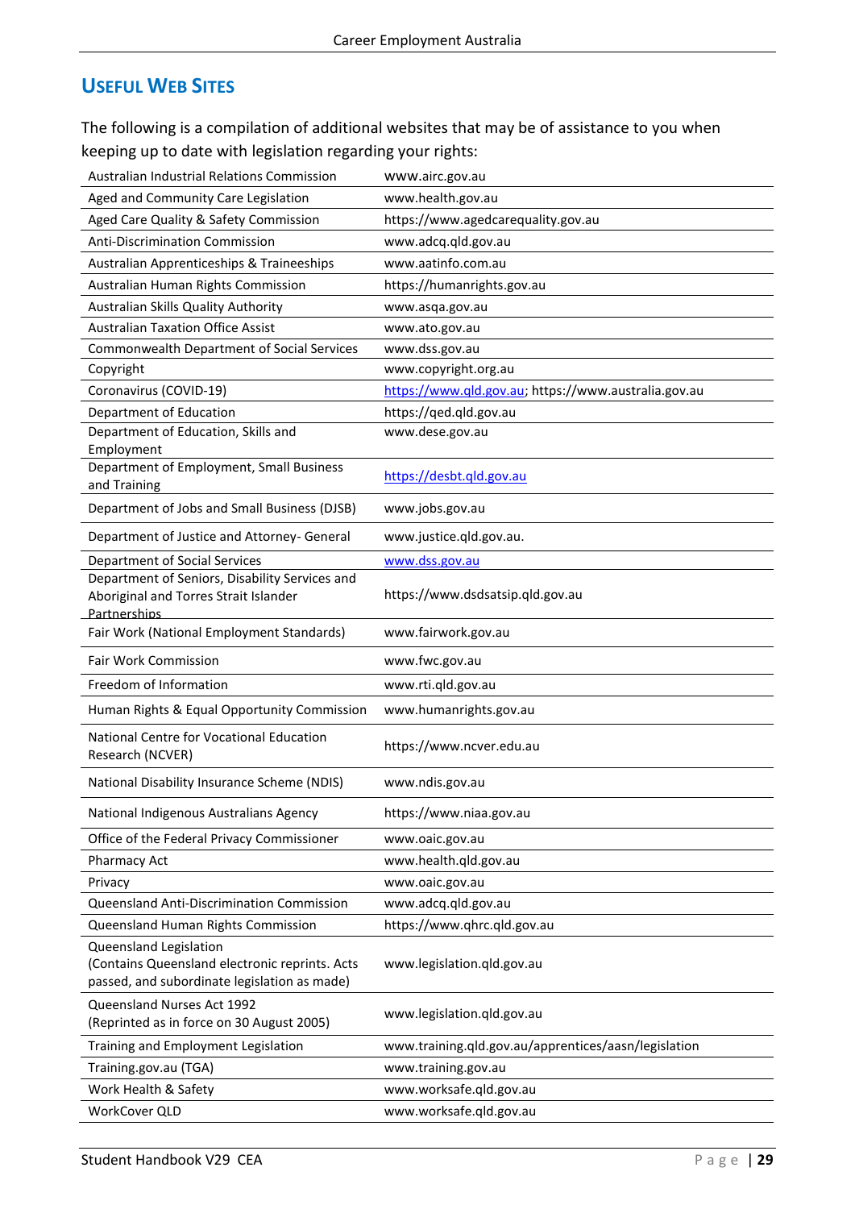## Useful Web Sites

The following is a compilation of additional websites that may be of assistance to you when keeping up to date with legislation regarding your rights:

| | |
|---|---|
| Australian Industrial Relations Commission | www.airc.gov.au |
| Aged and Community Care Legislation | www.health.gov.au |
| Aged Care Quality & Safety Commission | https://www.agedcarequality.gov.au |
| Anti-Discrimination Commission | www.adcq.qld.gov.au |
| Australian Apprenticeships & Traineeships | www.aatinfo.com.au |
| Australian Human Rights Commission | https://humanrights.gov.au |
| Australian Skills Quality Authority | www.asqa.gov.au |
| Australian Taxation Office Assist | www.ato.gov.au |
| Commonwealth Department of Social Services | www.dss.gov.au |
| Copyright | www.copyright.org.au |
| Coronavirus (COVID-19) | https://www.qld.gov.au; https://www.australia.gov.au |
| Department of Education | https://qed.qld.gov.au |
| Department of Education, Skills and Employment | www.dese.gov.au |
| Department of Employment, Small Business and Training | https://desbt.qld.gov.au |
| Department of Jobs and Small Business (DJSB) | www.jobs.gov.au |
| Department of Justice and Attorney- General | www.justice.qld.gov.au. |
| Department of Social Services | www.dss.gov.au |
| Department of Seniors, Disability Services and Aboriginal and Torres Strait Islander Partnerships | https://www.dsdsatsip.qld.gov.au |
| Fair Work (National Employment Standards) | www.fairwork.gov.au |
| Fair Work Commission | www.fwc.gov.au |
| Freedom of Information | www.rti.qld.gov.au |
| Human Rights & Equal Opportunity Commission | www.humanrights.gov.au |
| National Centre for Vocational Education Research (NCVER) | https://www.ncver.edu.au |
| National Disability Insurance Scheme (NDIS) | www.ndis.gov.au |
| National Indigenous Australians Agency | https://www.niaa.gov.au |
| Office of the Federal Privacy Commissioner | www.oaic.gov.au |
| Pharmacy Act | www.health.qld.gov.au |
| Privacy | www.oaic.gov.au |
| Queensland Anti-Discrimination Commission | www.adcq.qld.gov.au |
| Queensland Human Rights Commission | https://www.qhrc.qld.gov.au |
| Queensland Legislation (Contains Queensland electronic reprints. Acts passed, and subordinate legislation as made) | www.legislation.qld.gov.au |
| Queensland Nurses Act 1992 (Reprinted as in force on 30 August 2005) | www.legislation.qld.gov.au |
| Training and Employment Legislation | www.training.qld.gov.au/apprentices/aasn/legislation |
| Training.gov.au (TGA) | www.training.gov.au |
| Work Health & Safety | www.worksafe.qld.gov.au |
| WorkCover QLD | www.worksafe.qld.gov.au |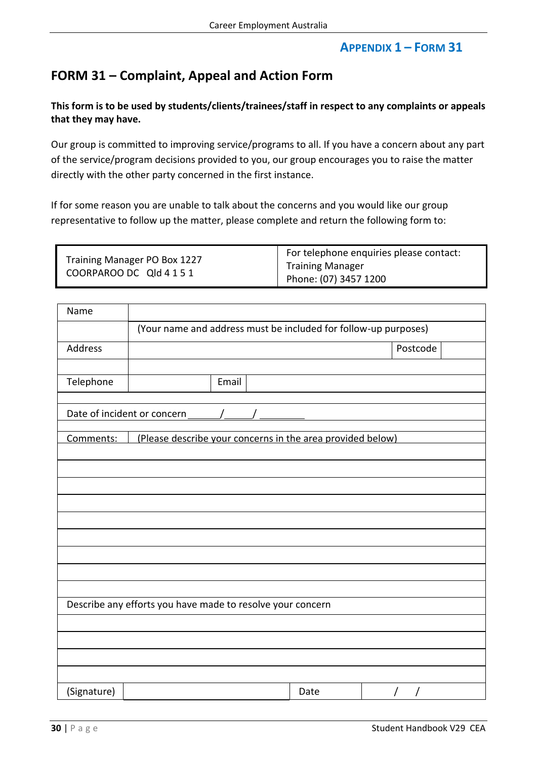**APPENDIX 1 – FORM 31**

## FORM 31 – Complaint, Appeal and Action Form

**This form is to be used by students/clients/trainees/staff in respect to any complaints or appeals that they may have.**

Our group is committed to improving service/programs to all. If you have a concern about any part of the service/program decisions provided to you, our group encourages you to raise the matter directly with the other party concerned in the first instance.

If for some reason you are unable to talk about the concerns and you would like our group representative to follow up the matter, please complete and return the following form to:

| Training Manager PO Box 1227<br>COORPAROO DC Qld 4 1 5 1 | For telephone enquiries please contact:<br>Training Manager<br>Phone: (07) 3457 1200 |
|---|---|

| Name | | | | |
|---|---|---|---|---|
| | (Your name and address must be included for follow-up purposes) | | | |
| Address | | | Postcode | |
| | | | | |
| Telephone | | Email | | |
| | | | | |
| Date of incident or concern ______/_____/ _________ | | | | |
| | | | | |
| Comments: | (Please describe your concerns in the area provided below) | | | |
| | | | | |
| | | | | |
| | | | | |
| | | | | |
| | | | | |
| | | | | |
| | | | | |
| | | | | |
| | | | | |
| Describe any efforts you have made to resolve your concern | | | | |
| | | | | |
| | | | | |
| | | | | |
| | | | | |
| (Signature) | | Date | / / | |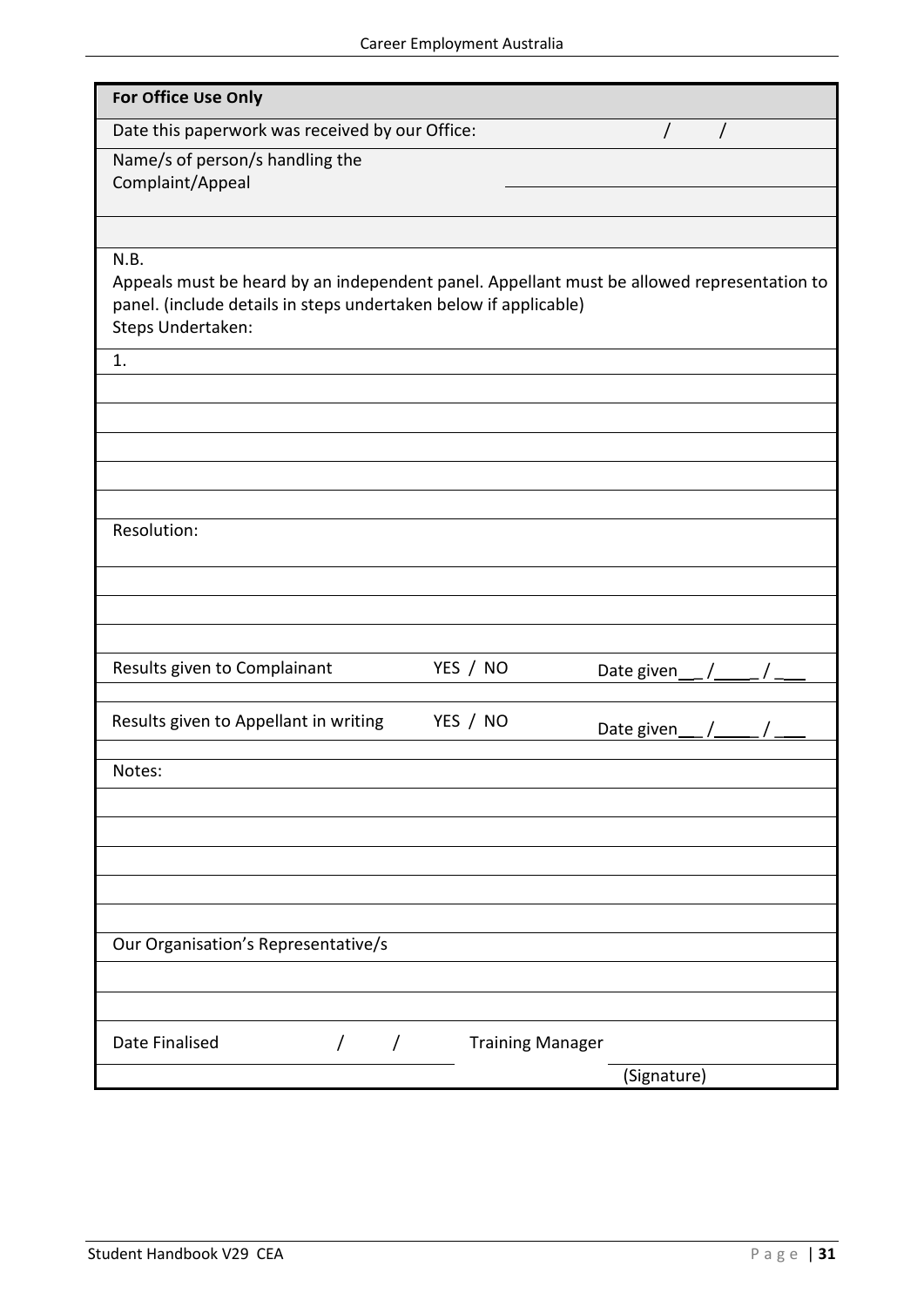| For Office Use Only | | |
|---|---|---|
| Date this paperwork was received by our Office: | | / / |
| Name/s of person/s handling the Complaint/Appeal | | |
| | | |
| N.B.<br>Appeals must be heard by an independent panel. Appellant must be allowed representation to panel. (include details in steps undertaken below if applicable)<br>Steps Undertaken: | | |
| 1. | | |
| | | |
| | | |
| | | |
| | | |
| | | |
| Resolution: | | |
| | | |
| | | |
| | | |
| Results given to Complainant | YES / NO | Date given\_\_ /\_\_\_\_ / \_\_\_ |
| Results given to Appellant in writing | YES / NO | Date given\_\_ /\_\_\_\_ / \_\_\_ |
| Notes: | | |
| | | |
| | | |
| | | |
| | | |
| | | |
| Our Organisation's Representative/s | | |
| | | |
| | | |
| Date Finalised / / | Training Manager | |
| | | (Signature) |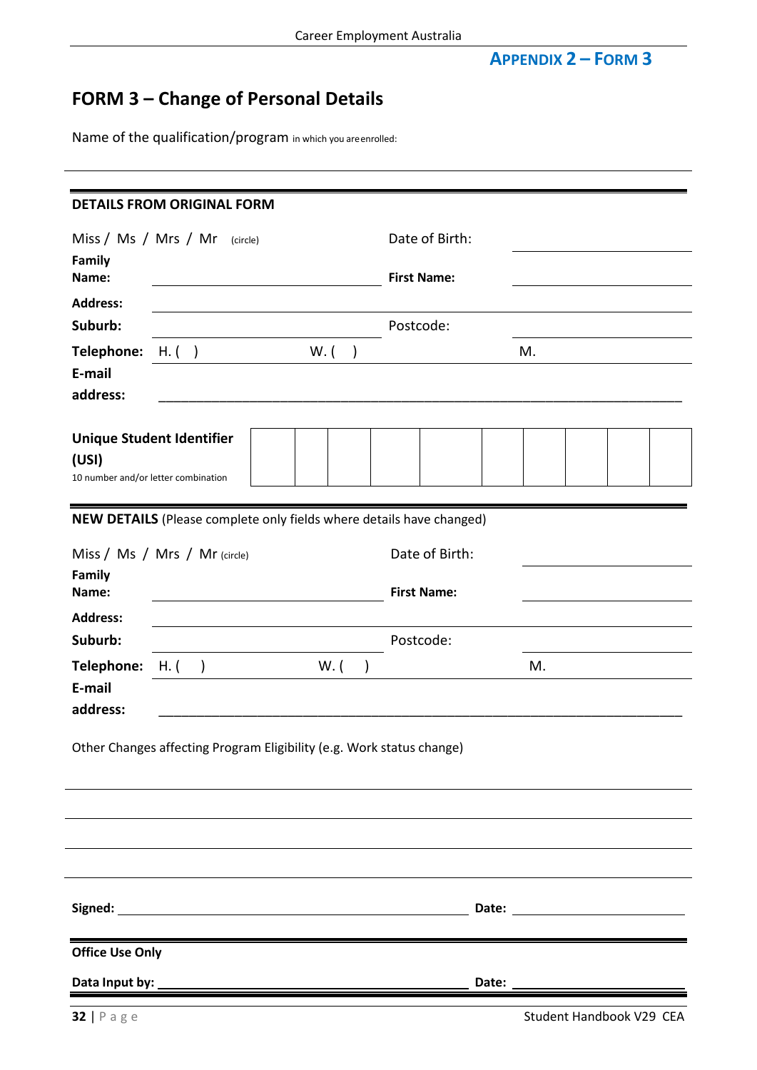**Appendix 2 – Form 3**

# FORM 3 – Change of Personal Details

Name of the qualification/program in which you are enrolled:

---

## DETAILS FROM ORIGINAL FORM

Miss / Ms / Mrs / Mr (circle) Date of Birth: ____________________

**Family Name:** ______________________________ **First Name:** ____________________

**Address:** ____________________________________________________________

**Suburb:** ______________________________ Postcode: ____________________

**Telephone:** H. ( ) W. ( ) M.

**E-mail address:** ____________________________________________________________

**Unique Student Identifier (USI)**
10 number and/or letter combination

| | | | | | | | | | |
|---|---|---|---|---|---|---|---|---|---|
| | | | | | | | | | |

## NEW DETAILS (Please complete only fields where details have changed)

Miss / Ms / Mrs / Mr (circle) Date of Birth: ____________________

**Family Name:** ______________________________ **First Name:** ____________________

**Address:** ____________________________________________________________

**Suburb:** ______________________________ Postcode: ____________________

**Telephone:** H. ( ) W. ( ) M.

**E-mail address:** ____________________________________________________________

Other Changes affecting Program Eligibility (e.g. Work status change)

____________________________________________________________

____________________________________________________________

____________________________________________________________

____________________________________________________________

**Signed:** ____________________________________ **Date:** ____________________

---

**Office Use Only**

**Data Input by:** ____________________________________ **Date:** ____________________